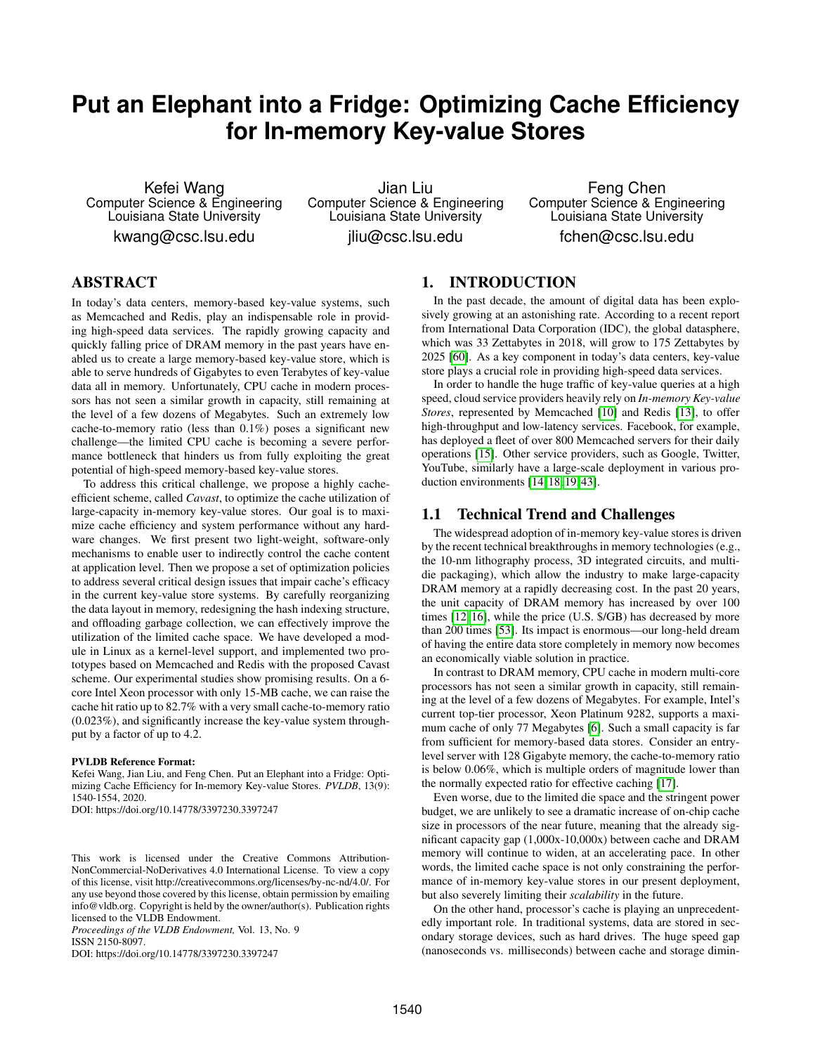# Put an Elephant into a Fridge: Optimizing Cache Efficiency for In-memory Key-value Stores

Kefei Wang
Computer Science & Engineering
Louisiana State University
kwang@csc.lsu.edu

Jian Liu
Computer Science & Engineering
Louisiana State University
jliu@csc.lsu.edu

Feng Chen
Computer Science & Engineering
Louisiana State University
fchen@csc.lsu.edu

## ABSTRACT

In today's data centers, memory-based key-value systems, such as Memcached and Redis, play an indispensable role in providing high-speed data services. The rapidly growing capacity and quickly falling price of DRAM memory in the past years have enabled us to create a large memory-based key-value store, which is able to serve hundreds of Gigabytes to even Terabytes of key-value data all in memory. Unfortunately, CPU cache in modern processors has not seen a similar growth in capacity, still remaining at the level of a few dozens of Megabytes. Such an extremely low cache-to-memory ratio (less than 0.1%) poses a significant new challenge—the limited CPU cache is becoming a severe performance bottleneck that hinders us from fully exploiting the great potential of high-speed memory-based key-value stores.

To address this critical challenge, we propose a highly cache-efficient scheme, called *Cavast*, to optimize the cache utilization of large-capacity in-memory key-value stores. Our goal is to maximize cache efficiency and system performance without any hardware changes. We first present two light-weight, software-only mechanisms to enable user to indirectly control the cache content at application level. Then we propose a set of optimization policies to address several critical design issues that impair cache's efficacy in the current key-value store systems. By carefully reorganizing the data layout in memory, redesigning the hash indexing structure, and offloading garbage collection, we can effectively improve the utilization of the limited cache space. We have developed a module in Linux as a kernel-level support, and implemented two prototypes based on Memcached and Redis with the proposed Cavast scheme. Our experimental studies show promising results. On a 6-core Intel Xeon processor with only 15-MB cache, we can raise the cache hit ratio up to 82.7% with a very small cache-to-memory ratio (0.023%), and significantly increase the key-value system throughput by a factor of up to 4.2.

**PVLDB Reference Format:**
Kefei Wang, Jian Liu, and Feng Chen. Put an Elephant into a Fridge: Optimizing Cache Efficiency for In-memory Key-value Stores. *PVLDB*, 13(9): 1540-1554, 2020.
DOI: https://doi.org/10.14778/3397230.3397247

This work is licensed under the Creative Commons Attribution-NonCommercial-NoDerivatives 4.0 International License. To view a copy of this license, visit http://creativecommons.org/licenses/by-nc-nd/4.0/. For any use beyond those covered by this license, obtain permission by emailing info@vldb.org. Copyright is held by the owner/author(s). Publication rights licensed to the VLDB Endowment.
*Proceedings of the VLDB Endowment,* Vol. 13, No. 9
ISSN 2150-8097.
DOI: https://doi.org/10.14778/3397230.3397247

## 1. INTRODUCTION

In the past decade, the amount of digital data has been explosively growing at an astonishing rate. According to a recent report from International Data Corporation (IDC), the global datasphere, which was 33 Zettabytes in 2018, will grow to 175 Zettabytes by 2025 [60]. As a key component in today's data centers, key-value store plays a crucial role in providing high-speed data services.

In order to handle the huge traffic of key-value queries at a high speed, cloud service providers heavily rely on *In-memory Key-value Stores*, represented by Memcached [10] and Redis [13], to offer high-throughput and low-latency services. Facebook, for example, has deployed a fleet of over 800 Memcached servers for their daily operations [15]. Other service providers, such as Google, Twitter, YouTube, similarly have a large-scale deployment in various production environments [14][18][19][43].

### 1.1 Technical Trend and Challenges

The widespread adoption of in-memory key-value stores is driven by the recent technical breakthroughs in memory technologies (e.g., the 10-nm lithography process, 3D integrated circuits, and multi-die packaging), which allow the industry to make large-capacity DRAM memory at a rapidly decreasing cost. In the past 20 years, the unit capacity of DRAM memory has increased by over 100 times [12][16], while the price (U.S. $/GB) has decreased by more than 200 times [53]. Its impact is enormous—our long-held dream of having the entire data store completely in memory now becomes an economically viable solution in practice.

In contrast to DRAM memory, CPU cache in modern multi-core processors has not seen a similar growth in capacity, still remaining at the level of a few dozens of Megabytes. For example, Intel's current top-tier processor, Xeon Platinum 9282, supports a maximum cache of only 77 Megabytes [6]. Such a small capacity is far from sufficient for memory-based data stores. Consider an entry-level server with 128 Gigabyte memory, the cache-to-memory ratio is below 0.06%, which is multiple orders of magnitude lower than the normally expected ratio for effective caching [17].

Even worse, due to the limited die space and the stringent power budget, we are unlikely to see a dramatic increase of on-chip cache size in processors of the near future, meaning that the already significant capacity gap (1,000x-10,000x) between cache and DRAM memory will continue to widen, at an accelerating pace. In other words, the limited cache space is not only constraining the performance of in-memory key-value stores in our present deployment, but also severely limiting their *scalability* in the future.

On the other hand, processor's cache is playing an unprecedentedly important role. In traditional systems, data are stored in secondary storage devices, such as hard drives. The huge speed gap (nanoseconds vs. milliseconds) between cache and storage dimin-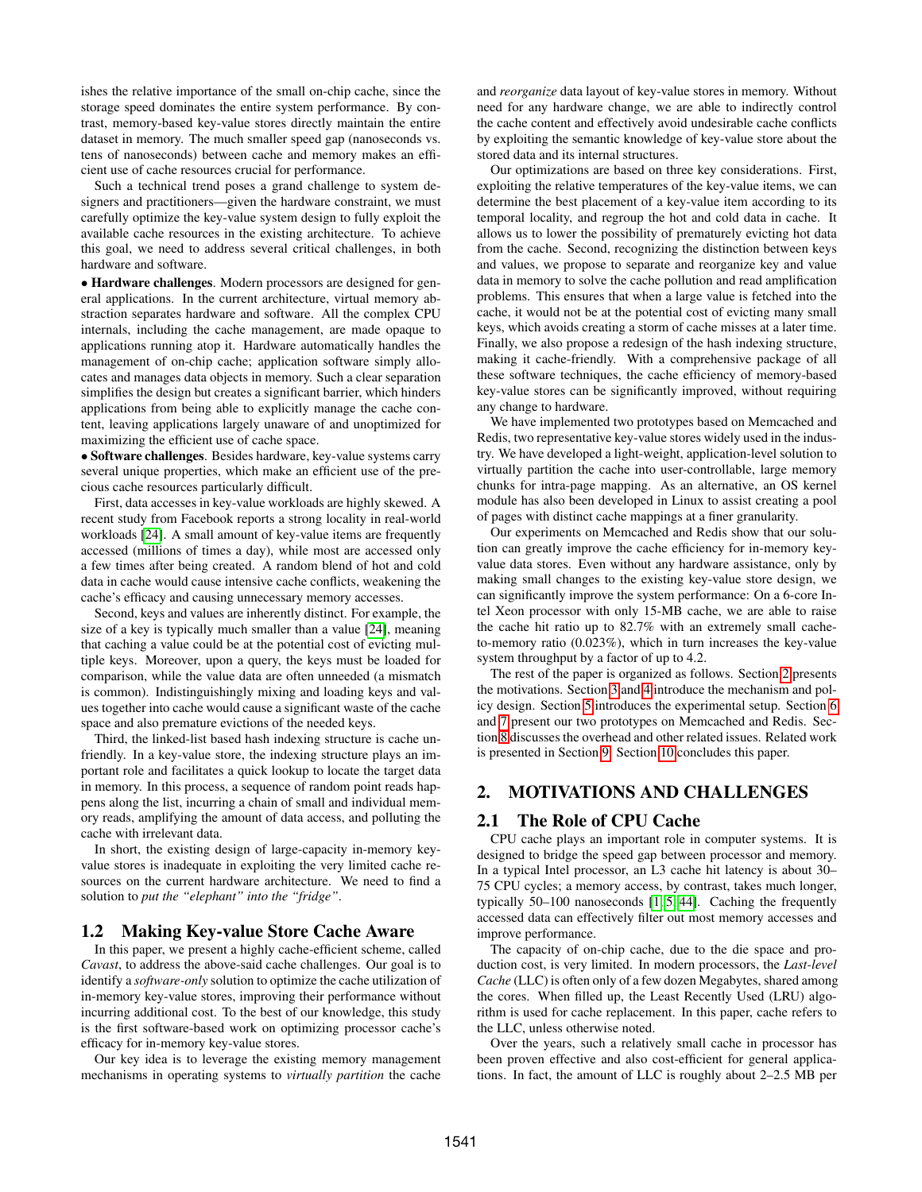ishes the relative importance of the small on-chip cache, since the storage speed dominates the entire system performance. By contrast, memory-based key-value stores directly maintain the entire dataset in memory. The much smaller speed gap (nanoseconds vs. tens of nanoseconds) between cache and memory makes an efficient use of cache resources crucial for performance.

Such a technical trend poses a grand challenge to system designers and practitioners—given the hardware constraint, we must carefully optimize the key-value system design to fully exploit the available cache resources in the existing architecture. To achieve this goal, we need to address several critical challenges, in both hardware and software.

• **Hardware challenges**. Modern processors are designed for general applications. In the current architecture, virtual memory abstraction separates hardware and software. All the complex CPU internals, including the cache management, are made opaque to applications running atop it. Hardware automatically handles the management of on-chip cache; application software simply allocates and manages data objects in memory. Such a clear separation simplifies the design but creates a significant barrier, which hinders applications from being able to explicitly manage the cache content, leaving applications largely unaware of and unoptimized for maximizing the efficient use of cache space.

• **Software challenges**. Besides hardware, key-value systems carry several unique properties, which make an efficient use of the precious cache resources particularly difficult.

First, data accesses in key-value workloads are highly skewed. A recent study from Facebook reports a strong locality in real-world workloads [24]. A small amount of key-value items are frequently accessed (millions of times a day), while most are accessed only a few times after being created. A random blend of hot and cold data in cache would cause intensive cache conflicts, weakening the cache's efficacy and causing unnecessary memory accesses.

Second, keys and values are inherently distinct. For example, the size of a key is typically much smaller than a value [24], meaning that caching a value could be at the potential cost of evicting multiple keys. Moreover, upon a query, the keys must be loaded for comparison, while the value data are often unneeded (a mismatch is common). Indistinguishingly mixing and loading keys and values together into cache would cause a significant waste of the cache space and also premature evictions of the needed keys.

Third, the linked-list based hash indexing structure is cache unfriendly. In a key-value store, the indexing structure plays an important role and facilitates a quick lookup to locate the target data in memory. In this process, a sequence of random point reads happens along the list, incurring a chain of small and individual memory reads, amplifying the amount of data access, and polluting the cache with irrelevant data.

In short, the existing design of large-capacity in-memory key-value stores is inadequate in exploiting the very limited cache resources on the current hardware architecture. We need to find a solution to *put the "elephant" into the "fridge"*.

## 1.2 Making Key-value Store Cache Aware

In this paper, we present a highly cache-efficient scheme, called *Cavast*, to address the above-said cache challenges. Our goal is to identify a *software-only* solution to optimize the cache utilization of in-memory key-value stores, improving their performance without incurring additional cost. To the best of our knowledge, this study is the first software-based work on optimizing processor cache's efficacy for in-memory key-value stores.

Our key idea is to leverage the existing memory management mechanisms in operating systems to *virtually partition* the cache and *reorganize* data layout of key-value stores in memory. Without need for any hardware change, we are able to indirectly control the cache content and effectively avoid undesirable cache conflicts by exploiting the semantic knowledge of key-value store about the stored data and its internal structures.

Our optimizations are based on three key considerations. First, exploiting the relative temperatures of the key-value items, we can determine the best placement of a key-value item according to its temporal locality, and regroup the hot and cold data in cache. It allows us to lower the possibility of prematurely evicting hot data from the cache. Second, recognizing the distinction between keys and values, we propose to separate and reorganize key and value data in memory to solve the cache pollution and read amplification problems. This ensures that when a large value is fetched into the cache, it would not be at the potential cost of evicting many small keys, which avoids creating a storm of cache misses at a later time. Finally, we also propose a redesign of the hash indexing structure, making it cache-friendly. With a comprehensive package of all these software techniques, the cache efficiency of memory-based key-value stores can be significantly improved, without requiring any change to hardware.

We have implemented two prototypes based on Memcached and Redis, two representative key-value stores widely used in the industry. We have developed a light-weight, application-level solution to virtually partition the cache into user-controllable, large memory chunks for intra-page mapping. As an alternative, an OS kernel module has also been developed in Linux to assist creating a pool of pages with distinct cache mappings at a finer granularity.

Our experiments on Memcached and Redis show that our solution can greatly improve the cache efficiency for in-memory key-value data stores. Even without any hardware assistance, only by making small changes to the existing key-value store design, we can significantly improve the system performance: On a 6-core Intel Xeon processor with only 15-MB cache, we are able to raise the cache hit ratio up to 82.7% with an extremely small cache-to-memory ratio (0.023%), which in turn increases the key-value system throughput by a factor of up to 4.2.

The rest of the paper is organized as follows. Section 2 presents the motivations. Section 3 and 4 introduce the mechanism and policy design. Section 5 introduces the experimental setup. Section 6 and 7 present our two prototypes on Memcached and Redis. Section 8 discusses the overhead and other related issues. Related work is presented in Section 9. Section 10 concludes this paper.

# 2. MOTIVATIONS AND CHALLENGES

## 2.1 The Role of CPU Cache

CPU cache plays an important role in computer systems. It is designed to bridge the speed gap between processor and memory. In a typical Intel processor, an L3 cache hit latency is about 30–75 CPU cycles; a memory access, by contrast, takes much longer, typically 50–100 nanoseconds [1, 5, 44]. Caching the frequently accessed data can effectively filter out most memory accesses and improve performance.

The capacity of on-chip cache, due to the die space and production cost, is very limited. In modern processors, the *Last-level Cache* (LLC) is often only of a few dozen Megabytes, shared among the cores. When filled up, the Least Recently Used (LRU) algorithm is used for cache replacement. In this paper, cache refers to the LLC, unless otherwise noted.

Over the years, such a relatively small cache in processor has been proven effective and also cost-efficient for general applications. In fact, the amount of LLC is roughly about 2–2.5 MB per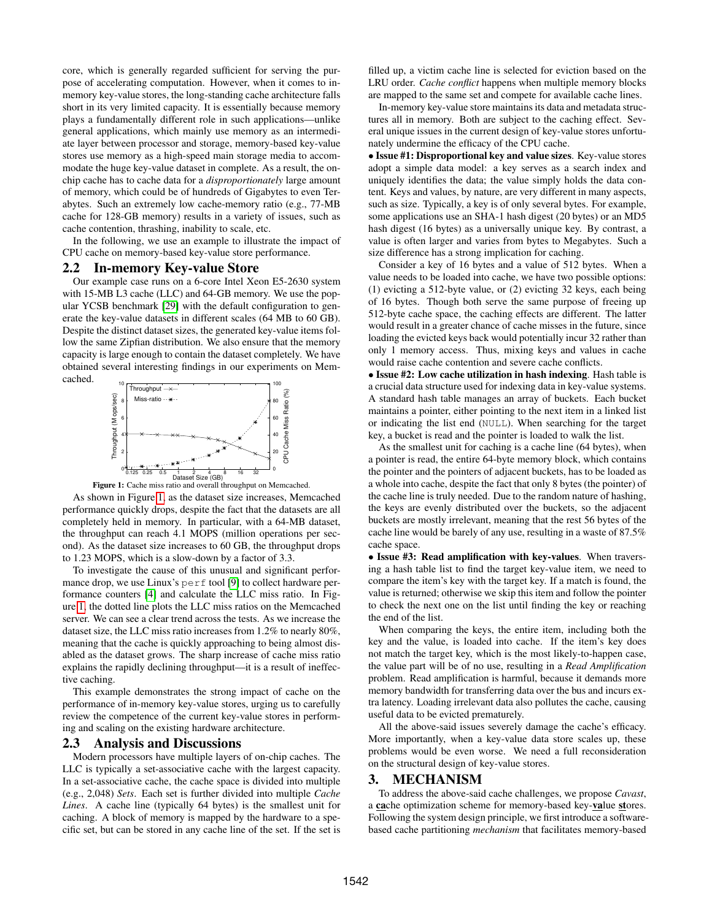core, which is generally regarded sufficient for serving the purpose of accelerating computation. However, when it comes to in-memory key-value stores, the long-standing cache architecture falls short in its very limited capacity. It is essentially because memory plays a fundamentally different role in such applications—unlike general applications, which mainly use memory as an intermediate layer between processor and storage, memory-based key-value stores use memory as a high-speed main storage media to accommodate the huge key-value dataset in complete. As a result, the on-chip cache has to cache data for a *disproportionately* large amount of memory, which could be of hundreds of Gigabytes to even Terabytes. Such an extremely low cache-memory ratio (e.g., 77-MB cache for 128-GB memory) results in a variety of issues, such as cache contention, thrashing, inability to scale, etc.

In the following, we use an example to illustrate the impact of CPU cache on memory-based key-value store performance.

## 2.2 In-memory Key-value Store

Our example case runs on a 6-core Intel Xeon E5-2630 system with 15-MB L3 cache (LLC) and 64-GB memory. We use the popular YCSB benchmark [29] with the default configuration to generate the key-value datasets in different scales (64 MB to 60 GB). Despite the distinct dataset sizes, the generated key-value items follow the same Zipfian distribution. We also ensure that the memory capacity is large enough to contain the dataset completely. We have obtained several interesting findings in our experiments on Memcached.

**Figure 1:** Cache miss ratio and overall throughput on Memcached.

As shown in Figure 1, as the dataset size increases, Memcached performance quickly drops, despite the fact that the datasets are all completely held in memory. In particular, with a 64-MB dataset, the throughput can reach 4.1 MOPS (million operations per second). As the dataset size increases to 60 GB, the throughput drops to 1.23 MOPS, which is a slow-down by a factor of 3.3.

To investigate the cause of this unusual and significant performance drop, we use Linux's `perf` tool [9] to collect hardware performance counters [4] and calculate the LLC miss ratio. In Figure 1, the dotted line plots the LLC miss ratios on the Memcached server. We can see a clear trend across the tests. As we increase the dataset size, the LLC miss ratio increases from 1.2% to nearly 80%, meaning that the cache is quickly approaching to being almost disabled as the dataset grows. The sharp increase of cache miss ratio explains the rapidly declining throughput—it is a result of ineffective caching.

This example demonstrates the strong impact of cache on the performance of in-memory key-value stores, urging us to carefully review the competence of the current key-value stores in performing and scaling on the existing hardware architecture.

## 2.3 Analysis and Discussions

Modern processors have multiple layers of on-chip caches. The LLC is typically a set-associative cache with the largest capacity. In a set-associative cache, the cache space is divided into multiple (e.g., 2,048) *Sets*. Each set is further divided into multiple *Cache Lines*. A cache line (typically 64 bytes) is the smallest unit for caching. A block of memory is mapped by the hardware to a specific set, but can be stored in any cache line of the set. If the set is filled up, a victim cache line is selected for eviction based on the LRU order. *Cache conflict* happens when multiple memory blocks are mapped to the same set and compete for available cache lines.

In-memory key-value store maintains its data and metadata structures all in memory. Both are subject to the caching effect. Several unique issues in the current design of key-value stores unfortunately undermine the efficacy of the CPU cache.

• **Issue #1: Disproportional key and value sizes**. Key-value stores adopt a simple data model: a key serves as a search index and uniquely identifies the data; the value simply holds the data content. Keys and values, by nature, are very different in many aspects, such as size. Typically, a key is of only several bytes. For example, some applications use an SHA-1 hash digest (20 bytes) or an MD5 hash digest (16 bytes) as a universally unique key. By contrast, a value is often larger and varies from bytes to Megabytes. Such a size difference has a strong implication for caching.

Consider a key of 16 bytes and a value of 512 bytes. When a value needs to be loaded into cache, we have two possible options: (1) evicting a 512-byte value, or (2) evicting 32 keys, each being of 16 bytes. Though both serve the same purpose of freeing up 512-byte cache space, the caching effects are different. The latter would result in a greater chance of cache misses in the future, since loading the evicted keys back would potentially incur 32 rather than only 1 memory access. Thus, mixing keys and values in cache would raise cache contention and severe cache conflicts.

• **Issue #2: Low cache utilization in hash indexing**. Hash table is a crucial data structure used for indexing data in key-value systems. A standard hash table manages an array of buckets. Each bucket maintains a pointer, either pointing to the next item in a linked list or indicating the list end (`NULL`). When searching for the target key, a bucket is read and the pointer is loaded to walk the list.

As the smallest unit for caching is a cache line (64 bytes), when a pointer is read, the entire 64-byte memory block, which contains the pointer and the pointers of adjacent buckets, has to be loaded as a whole into cache, despite the fact that only 8 bytes (the pointer) of the cache line is truly needed. Due to the random nature of hashing, the keys are evenly distributed over the buckets, so the adjacent buckets are mostly irrelevant, meaning that the rest 56 bytes of the cache line would be barely of any use, resulting in a waste of 87.5% cache space.

• **Issue #3: Read amplification with key-values**. When traversing a hash table list to find the target key-value item, we need to compare the item's key with the target key. If a match is found, the value is returned; otherwise we skip this item and follow the pointer to check the next one on the list until finding the key or reaching the end of the list.

When comparing the keys, the entire item, including both the key and the value, is loaded into cache. If the item's key does not match the target key, which is the most likely-to-happen case, the value part will be of no use, resulting in a *Read Amplification* problem. Read amplification is harmful, because it demands more memory bandwidth for transferring data over the bus and incurs extra latency. Loading irrelevant data also pollutes the cache, causing useful data to be evicted prematurely.

All the above-said issues severely damage the cache's efficacy. More importantly, when a key-value data store scales up, these problems would be even worse. We need a full reconsideration on the structural design of key-value stores.

# 3. MECHANISM

To address the above-said cache challenges, we propose *Cavast*, a **ca**che optimization scheme for memory-based key-**va**lue **st**ores. Following the system design principle, we first introduce a software-based cache partitioning *mechanism* that facilitates memory-based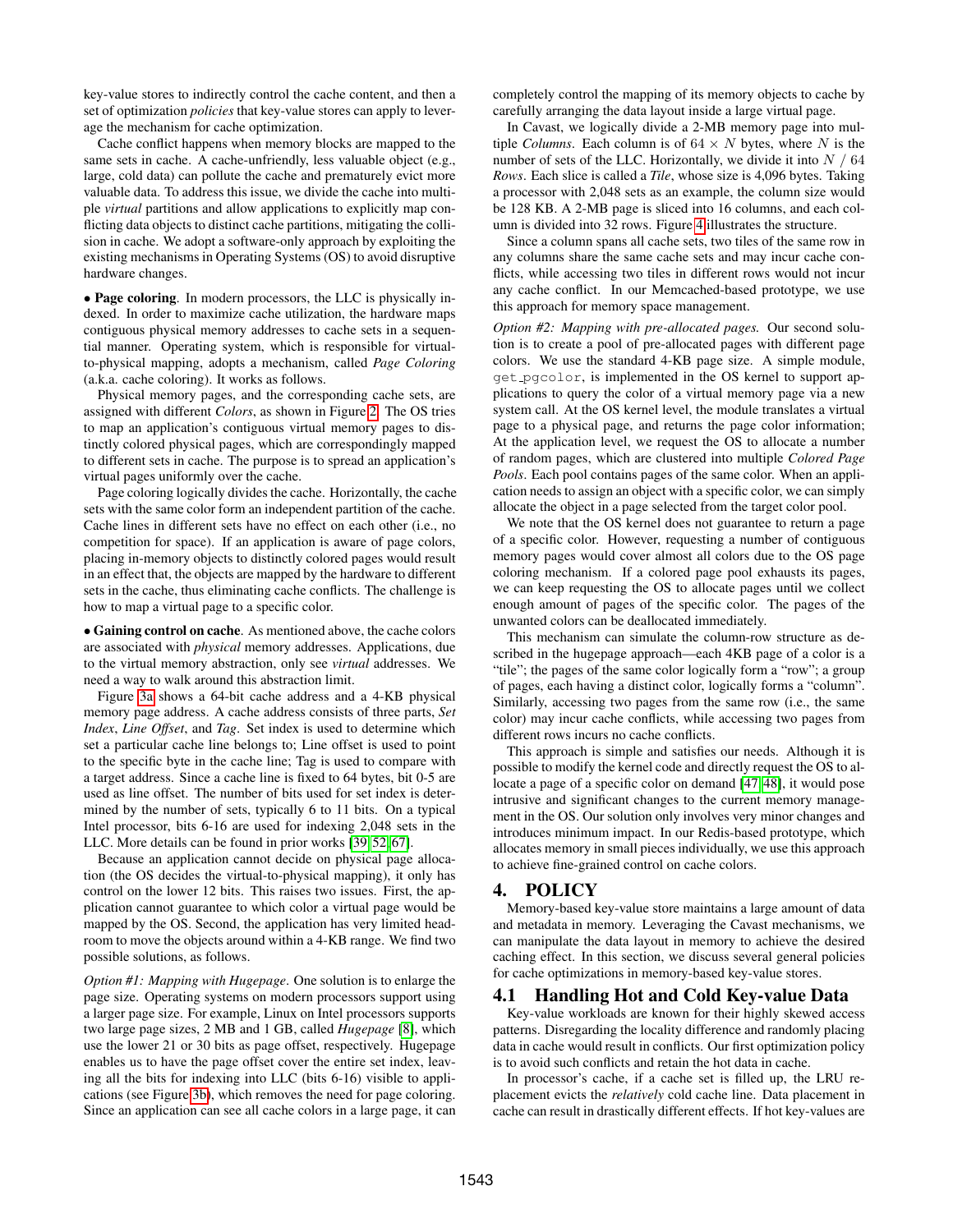key-value stores to indirectly control the cache content, and then a set of optimization *policies* that key-value stores can apply to leverage the mechanism for cache optimization.

Cache conflict happens when memory blocks are mapped to the same sets in cache. A cache-unfriendly, less valuable object (e.g., large, cold data) can pollute the cache and prematurely evict more valuable data. To address this issue, we divide the cache into multiple *virtual* partitions and allow applications to explicitly map conflicting data objects to distinct cache partitions, mitigating the collision in cache. We adopt a software-only approach by exploiting the existing mechanisms in Operating Systems (OS) to avoid disruptive hardware changes.

• **Page coloring**. In modern processors, the LLC is physically indexed. In order to maximize cache utilization, the hardware maps contiguous physical memory addresses to cache sets in a sequential manner. Operating system, which is responsible for virtual-to-physical mapping, adopts a mechanism, called *Page Coloring* (a.k.a. cache coloring). It works as follows.

Physical memory pages, and the corresponding cache sets, are assigned with different *Colors*, as shown in Figure 2. The OS tries to map an application's contiguous virtual memory pages to distinctly colored physical pages, which are correspondingly mapped to different sets in cache. The purpose is to spread an application's virtual pages uniformly over the cache.

Page coloring logically divides the cache. Horizontally, the cache sets with the same color form an independent partition of the cache. Cache lines in different sets have no effect on each other (i.e., no competition for space). If an application is aware of page colors, placing in-memory objects to distinctly colored pages would result in an effect that, the objects are mapped by the hardware to different sets in the cache, thus eliminating cache conflicts. The challenge is how to map a virtual page to a specific color.

• **Gaining control on cache**. As mentioned above, the cache colors are associated with *physical* memory addresses. Applications, due to the virtual memory abstraction, only see *virtual* addresses. We need a way to walk around this abstraction limit.

Figure 3a shows a 64-bit cache address and a 4-KB physical memory page address. A cache address consists of three parts, *Set Index*, *Line Offset*, and *Tag*. Set index is used to determine which set a particular cache line belongs to; Line offset is used to point to the specific byte in the cache line; Tag is used to compare with a target address. Since a cache line is fixed to 64 bytes, bit 0-5 are used as line offset. The number of bits used for set index is determined by the number of sets, typically 6 to 11 bits. On a typical Intel processor, bits 6-16 are used for indexing 2,048 sets in the LLC. More details can be found in prior works [39, 52, 67].

Because an application cannot decide on physical page allocation (the OS decides the virtual-to-physical mapping), it only has control on the lower 12 bits. This raises two issues. First, the application cannot guarantee to which color a virtual page would be mapped by the OS. Second, the application has very limited headroom to move the objects around within a 4-KB range. We find two possible solutions, as follows.

*Option #1: Mapping with Hugepage*. One solution is to enlarge the page size. Operating systems on modern processors support using a larger page size. For example, Linux on Intel processors supports two large page sizes, 2 MB and 1 GB, called *Hugepage* [8], which use the lower 21 or 30 bits as page offset, respectively. Hugepage enables us to have the page offset cover the entire set index, leaving all the bits for indexing into LLC (bits 6-16) visible to applications (see Figure 3b), which removes the need for page coloring. Since an application can see all cache colors in a large page, it can completely control the mapping of its memory objects to cache by carefully arranging the data layout inside a large virtual page.

In Cavast, we logically divide a 2-MB memory page into multiple *Columns*. Each column is of $64 \times N$ bytes, where $N$ is the number of sets of the LLC. Horizontally, we divide it into $N$ / 64 *Rows*. Each slice is called a *Tile*, whose size is 4,096 bytes. Taking a processor with 2,048 sets as an example, the column size would be 128 KB. A 2-MB page is sliced into 16 columns, and each column is divided into 32 rows. Figure 4 illustrates the structure.

Since a column spans all cache sets, two tiles of the same row in any columns share the same cache sets and may incur cache conflicts, while accessing two tiles in different rows would not incur any cache conflict. In our Memcached-based prototype, we use this approach for memory space management.

*Option #2: Mapping with pre-allocated pages.* Our second solution is to create a pool of pre-allocated pages with different page colors. We use the standard 4-KB page size. A simple module, `get_pgcolor`, is implemented in the OS kernel to support applications to query the color of a virtual memory page via a new system call. At the OS kernel level, the module translates a virtual page to a physical page, and returns the page color information; At the application level, we request the OS to allocate a number of random pages, which are clustered into multiple *Colored Page Pools*. Each pool contains pages of the same color. When an application needs to assign an object with a specific color, we can simply allocate the object in a page selected from the target color pool.

We note that the OS kernel does not guarantee to return a page of a specific color. However, requesting a number of contiguous memory pages would cover almost all colors due to the OS page coloring mechanism. If a colored page pool exhausts its pages, we can keep requesting the OS to allocate pages until we collect enough amount of pages of the specific color. The pages of the unwanted colors can be deallocated immediately.

This mechanism can simulate the column-row structure as described in the hugepage approach—each 4KB page of a color is a "tile"; the pages of the same color logically form a "row"; a group of pages, each having a distinct color, logically forms a "column". Similarly, accessing two pages from the same row (i.e., the same color) may incur cache conflicts, while accessing two pages from different rows incurs no cache conflicts.

This approach is simple and satisfies our needs. Although it is possible to modify the kernel code and directly request the OS to allocate a page of a specific color on demand [47, 48], it would pose intrusive and significant changes to the current memory management in the OS. Our solution only involves very minor changes and introduces minimum impact. In our Redis-based prototype, which allocates memory in small pieces individually, we use this approach to achieve fine-grained control on cache colors.

# 4. POLICY

Memory-based key-value store maintains a large amount of data and metadata in memory. Leveraging the Cavast mechanisms, we can manipulate the data layout in memory to achieve the desired caching effect. In this section, we discuss several general policies for cache optimizations in memory-based key-value stores.

## 4.1 Handling Hot and Cold Key-value Data

Key-value workloads are known for their highly skewed access patterns. Disregarding the locality difference and randomly placing data in cache would result in conflicts. Our first optimization policy is to avoid such conflicts and retain the hot data in cache.

In processor's cache, if a cache set is filled up, the LRU replacement evicts the *relatively* cold cache line. Data placement in cache can result in drastically different effects. If hot key-values are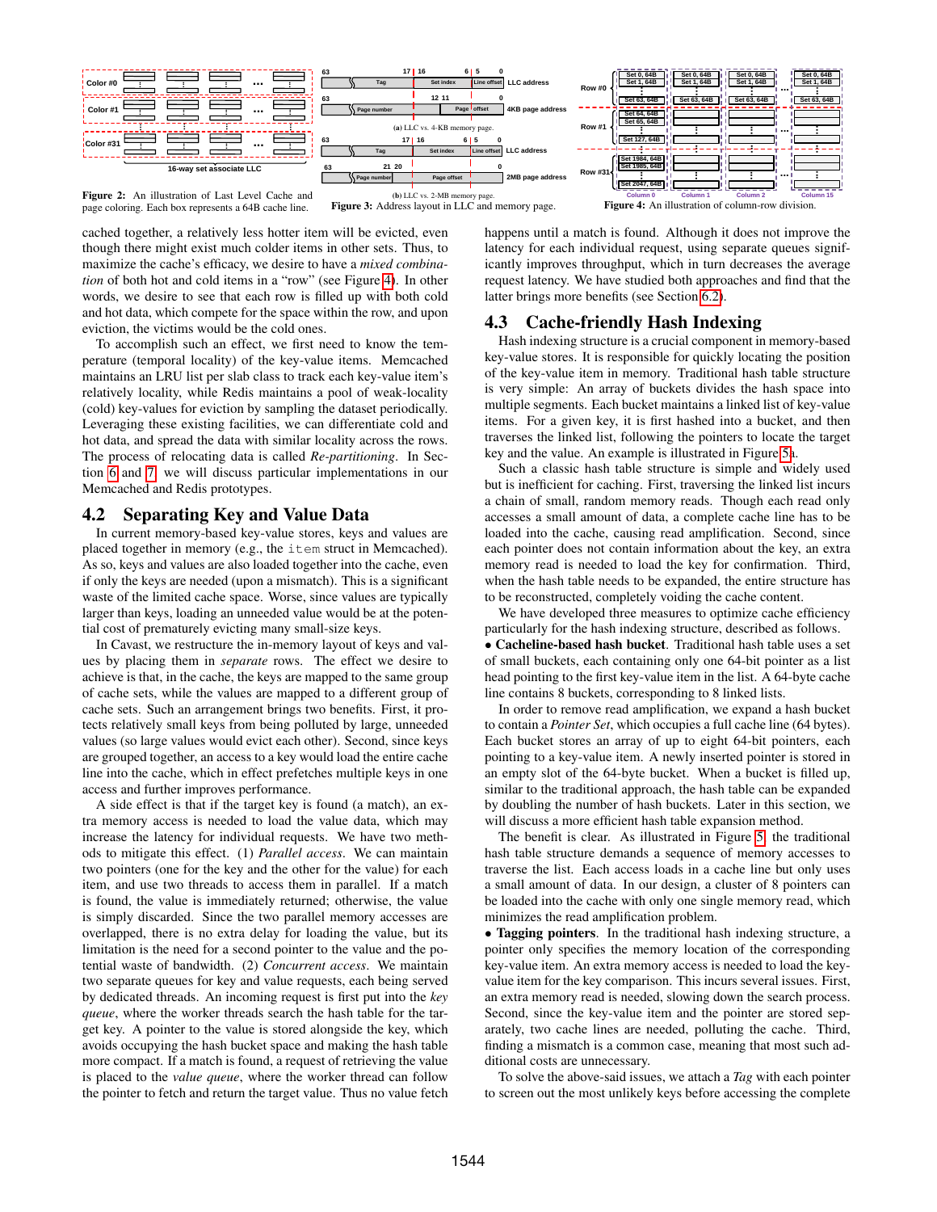Figure 2: An illustration of Last Level Cache and page coloring. Each box represents a 64B cache line.

Figure 3: Address layout in LLC and memory page.

(a) LLC vs. 4-KB memory page.

(b) LLC vs. 2-MB memory page.

Figure 4: An illustration of column-row division.

cached together, a relatively less hotter item will be evicted, even though there might exist much colder items in other sets. Thus, to maximize the cache's efficacy, we desire to have a *mixed combination* of both hot and cold items in a "row" (see Figure 4). In other words, we desire to see that each row is filled up with both cold and hot data, which compete for the space within the row, and upon eviction, the victims would be the cold ones.

To accomplish such an effect, we first need to know the temperature (temporal locality) of the key-value items. Memcached maintains an LRU list per slab class to track each key-value item's relatively locality, while Redis maintains a pool of weak-locality (cold) key-values for eviction by sampling the dataset periodically. Leveraging these existing facilities, we can differentiate cold and hot data, and spread the data with similar locality across the rows. The process of relocating data is called *Re-partitioning*. In Section 6 and 7, we will discuss particular implementations in our Memcached and Redis prototypes.

## 4.2 Separating Key and Value Data

In current memory-based key-value stores, keys and values are placed together in memory (e.g., the `item` struct in Memcached). As so, keys and values are also loaded together into the cache, even if only the keys are needed (upon a mismatch). This is a significant waste of the limited cache space. Worse, since values are typically larger than keys, loading an unneeded value would be at the potential cost of prematurely evicting many small-size keys.

In Cavast, we restructure the in-memory layout of keys and values by placing them in *separate* rows. The effect we desire to achieve is that, in the cache, the keys are mapped to the same group of cache sets, while the values are mapped to a different group of cache sets. Such an arrangement brings two benefits. First, it protects relatively small keys from being polluted by large, unneeded values (so large values would evict each other). Second, since keys are grouped together, an access to a key would load the entire cache line into the cache, which in effect prefetches multiple keys in one access and further improves performance.

A side effect is that if the target key is found (a match), an extra memory access is needed to load the value data, which may increase the latency for individual requests. We have two methods to mitigate this effect. (1) *Parallel access*. We can maintain two pointers (one for the key and the other for the value) for each item, and use two threads to access them in parallel. If a match is found, the value is immediately returned; otherwise, the value is simply discarded. Since the two parallel memory accesses are overlapped, there is no extra delay for loading the value, but its limitation is the need for a second pointer to the value and the potential waste of bandwidth. (2) *Concurrent access*. We maintain two separate queues for key and value requests, each being served by dedicated threads. An incoming request is first put into the *key queue*, where the worker threads search the hash table for the target key. A pointer to the value is stored alongside the key, which avoids occupying the hash bucket space and making the hash table more compact. If a match is found, a request of retrieving the value is placed to the *value queue*, where the worker thread can follow the pointer to fetch and return the target value. Thus no value fetch happens until a match is found. Although it does not improve the latency for each individual request, using separate queues significantly improves throughput, which in turn decreases the average request latency. We have studied both approaches and find that the latter brings more benefits (see Section 6.2).

## 4.3 Cache-friendly Hash Indexing

Hash indexing structure is a crucial component in memory-based key-value stores. It is responsible for quickly locating the position of the key-value item in memory. Traditional hash table structure is very simple: An array of buckets divides the hash space into multiple segments. Each bucket maintains a linked list of key-value items. For a given key, it is first hashed into a bucket, and then traverses the linked list, following the pointers to locate the target key and the value. An example is illustrated in Figure 5a.

Such a classic hash table structure is simple and widely used but is inefficient for caching. First, traversing the linked list incurs a chain of small, random memory reads. Though each read only accesses a small amount of data, a complete cache line has to be loaded into the cache, causing read amplification. Second, since each pointer does not contain information about the key, an extra memory read is needed to load the key for confirmation. Third, when the hash table needs to be expanded, the entire structure has to be reconstructed, completely voiding the cache content.

We have developed three measures to optimize cache efficiency particularly for the hash indexing structure, described as follows.

• **Cacheline-based hash bucket**. Traditional hash table uses a set of small buckets, each containing only one 64-bit pointer as a list head pointing to the first key-value item in the list. A 64-byte cache line contains 8 buckets, corresponding to 8 linked lists.

In order to remove read amplification, we expand a hash bucket to contain a *Pointer Set*, which occupies a full cache line (64 bytes). Each bucket stores an array of up to eight 64-bit pointers, each pointing to a key-value item. A newly inserted pointer is stored in an empty slot of the 64-byte bucket. When a bucket is filled up, similar to the traditional approach, the hash table can be expanded by doubling the number of hash buckets. Later in this section, we will discuss a more efficient hash table expansion method.

The benefit is clear. As illustrated in Figure 5, the traditional hash table structure demands a sequence of memory accesses to traverse the list. Each access loads in a cache line but only uses a small amount of data. In our design, a cluster of 8 pointers can be loaded into the cache with only one single memory read, which minimizes the read amplification problem.

• **Tagging pointers**. In the traditional hash indexing structure, a pointer only specifies the memory location of the corresponding key-value item. An extra memory access is needed to load the key-value item for the key comparison. This incurs several issues. First, an extra memory read is needed, slowing down the search process. Second, since the key-value item and the pointer are stored separately, two cache lines are needed, polluting the cache. Third, finding a mismatch is a common case, meaning that most such additional costs are unnecessary.

To solve the above-said issues, we attach a *Tag* with each pointer to screen out the most unlikely keys before accessing the complete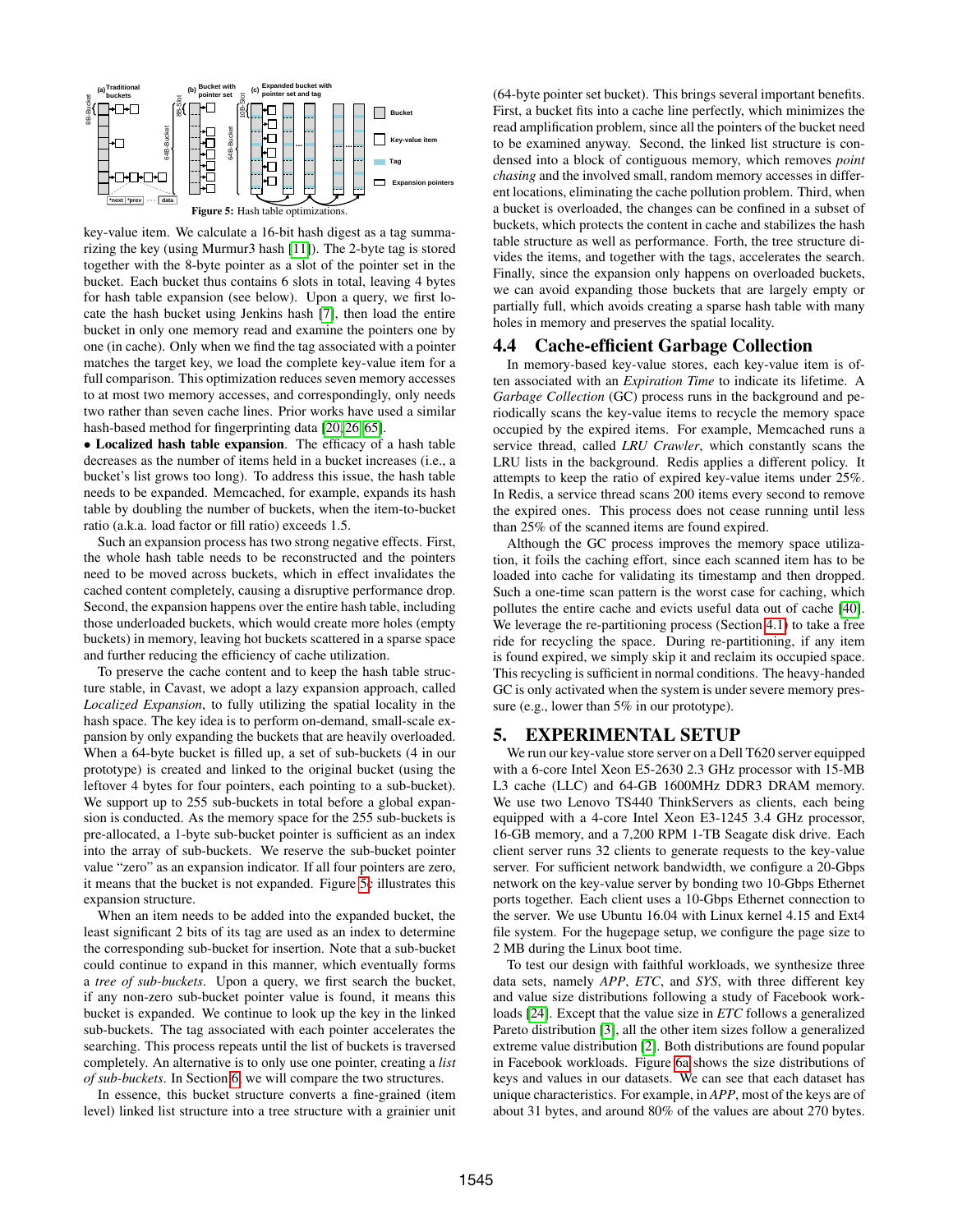**Figure 5:** Hash table optimizations.

key-value item. We calculate a 16-bit hash digest as a tag summarizing the key (using Murmur3 hash [11]). The 2-byte tag is stored together with the 8-byte pointer as a slot of the pointer set in the bucket. Each bucket thus contains 6 slots in total, leaving 4 bytes for hash table expansion (see below). Upon a query, we first locate the hash bucket using Jenkins hash [7], then load the entire bucket in only one memory read and examine the pointers one by one (in cache). Only when we find the tag associated with a pointer matches the target key, we load the complete key-value item for a full comparison. This optimization reduces seven memory accesses to at most two memory accesses, and correspondingly, only needs two rather than seven cache lines. Prior works have used a similar hash-based method for fingerprinting data [20, 26, 65].

• **Localized hash table expansion**. The efficacy of a hash table decreases as the number of items held in a bucket increases (i.e., a bucket's list grows too long). To address this issue, the hash table needs to be expanded. Memcached, for example, expands its hash table by doubling the number of buckets, when the item-to-bucket ratio (a.k.a. load factor or fill ratio) exceeds 1.5.

Such an expansion process has two strong negative effects. First, the whole hash table needs to be reconstructed and the pointers need to be moved across buckets, which in effect invalidates the cached content completely, causing a disruptive performance drop. Second, the expansion happens over the entire hash table, including those underloaded buckets, which would create more holes (empty buckets) in memory, leaving hot buckets scattered in a sparse space and further reducing the efficiency of cache utilization.

To preserve the cache content and to keep the hash table structure stable, in Cavast, we adopt a lazy expansion approach, called *Localized Expansion*, to fully utilizing the spatial locality in the hash space. The key idea is to perform on-demand, small-scale expansion by only expanding the buckets that are heavily overloaded. When a 64-byte bucket is filled up, a set of sub-buckets (4 in our prototype) is created and linked to the original bucket (using the leftover 4 bytes for four pointers, each pointing to a sub-bucket). We support up to 255 sub-buckets in total before a global expansion is conducted. As the memory space for the 255 sub-buckets is pre-allocated, a 1-byte sub-bucket pointer is sufficient as an index into the array of sub-buckets. We reserve the sub-bucket pointer value "zero" as an expansion indicator. If all four pointers are zero, it means that the bucket is not expanded. Figure 5c illustrates this expansion structure.

When an item needs to be added into the expanded bucket, the least significant 2 bits of its tag are used as an index to determine the corresponding sub-bucket for insertion. Note that a sub-bucket could continue to expand in this manner, which eventually forms a *tree of sub-buckets*. Upon a query, we first search the bucket, if any non-zero sub-bucket pointer value is found, it means this bucket is expanded. We continue to look up the key in the linked sub-buckets. The tag associated with each pointer accelerates the searching. This process repeats until the list of buckets is traversed completely. An alternative is to only use one pointer, creating a *list of sub-buckets*. In Section 6, we will compare the two structures.

In essence, this bucket structure converts a fine-grained (item level) linked list structure into a tree structure with a grainier unit (64-byte pointer set bucket). This brings several important benefits. First, a bucket fits into a cache line perfectly, which minimizes the read amplification problem, since all the pointers of the bucket need to be examined anyway. Second, the linked list structure is condensed into a block of contiguous memory, which removes *point chasing* and the involved small, random memory accesses in different locations, eliminating the cache pollution problem. Third, when a bucket is overloaded, the changes can be confined in a subset of buckets, which protects the content in cache and stabilizes the hash table structure as well as performance. Forth, the tree structure divides the items, and together with the tags, accelerates the search. Finally, since the expansion only happens on overloaded buckets, we can avoid expanding those buckets that are largely empty or partially full, which avoids creating a sparse hash table with many holes in memory and preserves the spatial locality.

## 4.4 Cache-efficient Garbage Collection

In memory-based key-value stores, each key-value item is often associated with an *Expiration Time* to indicate its lifetime. A *Garbage Collection* (GC) process runs in the background and periodically scans the key-value items to recycle the memory space occupied by the expired items. For example, Memcached runs a service thread, called *LRU Crawler*, which constantly scans the LRU lists in the background. Redis applies a different policy. It attempts to keep the ratio of expired key-value items under 25%. In Redis, a service thread scans 200 items every second to remove the expired ones. This process does not cease running until less than 25% of the scanned items are found expired.

Although the GC process improves the memory space utilization, it foils the caching effort, since each scanned item has to be loaded into cache for validating its timestamp and then dropped. Such a one-time scan pattern is the worst case for caching, which pollutes the entire cache and evicts useful data out of cache [40]. We leverage the re-partitioning process (Section 4.1) to take a free ride for recycling the space. During re-partitioning, if any item is found expired, we simply skip it and reclaim its occupied space. This recycling is sufficient in normal conditions. The heavy-handed GC is only activated when the system is under severe memory pressure (e.g., lower than 5% in our prototype).

# 5. EXPERIMENTAL SETUP

We run our key-value store server on a Dell T620 server equipped with a 6-core Intel Xeon E5-2630 2.3 GHz processor with 15-MB L3 cache (LLC) and 64-GB 1600MHz DDR3 DRAM memory. We use two Lenovo TS440 ThinkServers as clients, each being equipped with a 4-core Intel Xeon E3-1245 3.4 GHz processor, 16-GB memory, and a 7,200 RPM 1-TB Seagate disk drive. Each client server runs 32 clients to generate requests to the key-value server. For sufficient network bandwidth, we configure a 20-Gbps network on the key-value server by bonding two 10-Gbps Ethernet ports together. Each client uses a 10-Gbps Ethernet connection to the server. We use Ubuntu 16.04 with Linux kernel 4.15 and Ext4 file system. For the hugepage setup, we configure the page size to 2 MB during the Linux boot time.

To test our design with faithful workloads, we synthesize three data sets, namely *APP*, *ETC*, and *SYS*, with three different key and value size distributions following a study of Facebook workloads [24]. Except that the value size in *ETC* follows a generalized Pareto distribution [3], all the other item sizes follow a generalized extreme value distribution [2]. Both distributions are found popular in Facebook workloads. Figure 6a shows the size distributions of keys and values in our datasets. We can see that each dataset has unique characteristics. For example, in *APP*, most of the keys are of about 31 bytes, and around 80% of the values are about 270 bytes.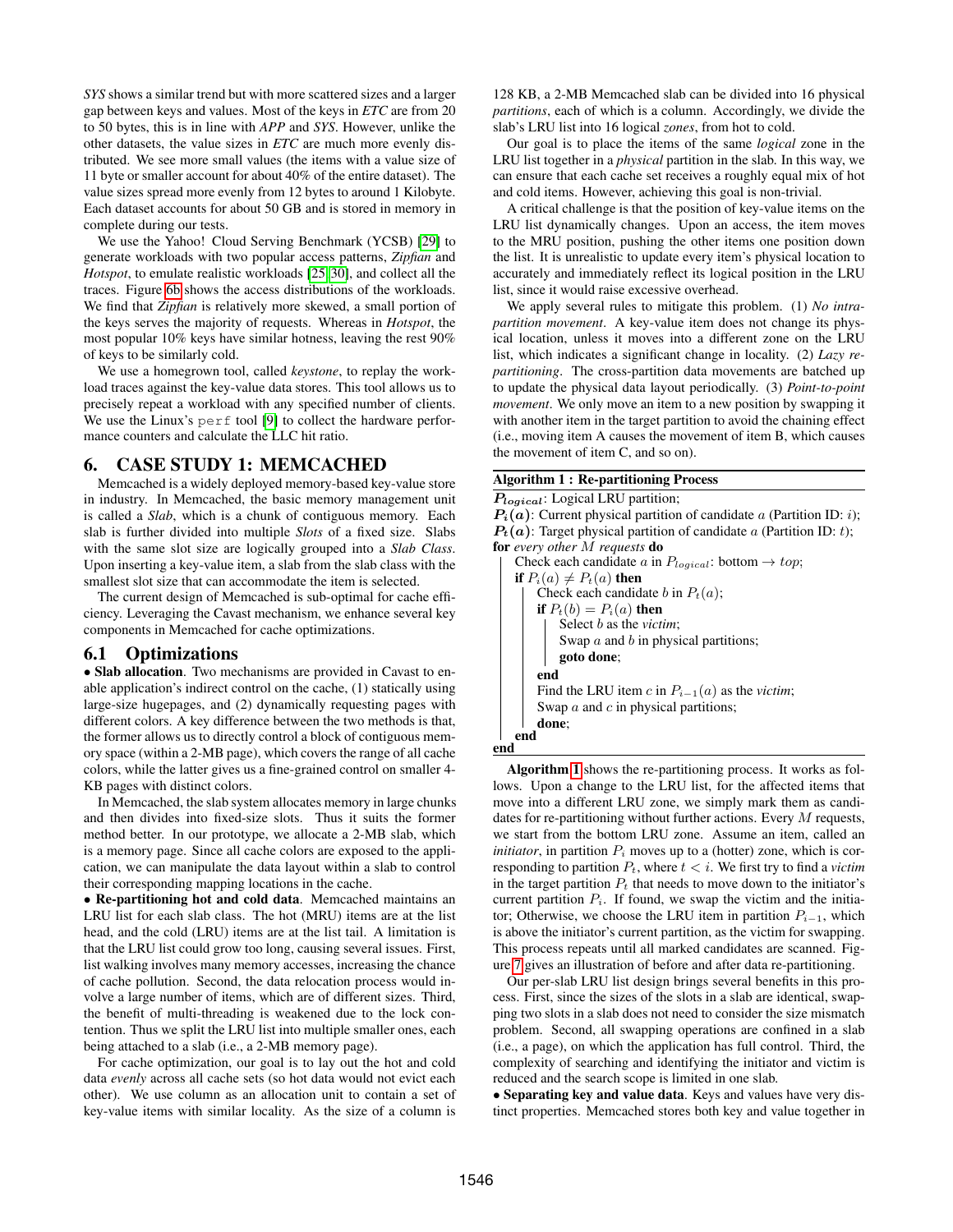*SYS* shows a similar trend but with more scattered sizes and a larger gap between keys and values. Most of the keys in *ETC* are from 20 to 50 bytes, this is in line with *APP* and *SYS*. However, unlike the other datasets, the value sizes in *ETC* are much more evenly distributed. We see more small values (the items with a value size of 11 byte or smaller account for about 40% of the entire dataset). The value sizes spread more evenly from 12 bytes to around 1 Kilobyte. Each dataset accounts for about 50 GB and is stored in memory in complete during our tests.

We use the Yahoo! Cloud Serving Benchmark (YCSB) [29] to generate workloads with two popular access patterns, *Zipfian* and *Hotspot*, to emulate realistic workloads [25,30], and collect all the traces. Figure 6b shows the access distributions of the workloads. We find that *Zipfian* is relatively more skewed, a small portion of the keys serves the majority of requests. Whereas in *Hotspot*, the most popular 10% keys have similar hotness, leaving the rest 90% of keys to be similarly cold.

We use a homegrown tool, called *keystone*, to replay the workload traces against the key-value data stores. This tool allows us to precisely repeat a workload with any specified number of clients. We use the Linux's `perf` tool [9] to collect the hardware performance counters and calculate the LLC hit ratio.

# 6. CASE STUDY 1: MEMCACHED

Memcached is a widely deployed memory-based key-value store in industry. In Memcached, the basic memory management unit is called a *Slab*, which is a chunk of contiguous memory. Each slab is further divided into multiple *Slots* of a fixed size. Slabs with the same slot size are logically grouped into a *Slab Class*. Upon inserting a key-value item, a slab from the slab class with the smallest slot size that can accommodate the item is selected.

The current design of Memcached is sub-optimal for cache efficiency. Leveraging the Cavast mechanism, we enhance several key components in Memcached for cache optimizations.

## 6.1 Optimizations

• **Slab allocation**. Two mechanisms are provided in Cavast to enable application's indirect control on the cache, (1) statically using large-size hugepages, and (2) dynamically requesting pages with different colors. A key difference between the two methods is that, the former allows us to directly control a block of contiguous memory space (within a 2-MB page), which covers the range of all cache colors, while the latter gives us a fine-grained control on smaller 4-KB pages with distinct colors.

In Memcached, the slab system allocates memory in large chunks and then divides into fixed-size slots. Thus it suits the former method better. In our prototype, we allocate a 2-MB slab, which is a memory page. Since all cache colors are exposed to the application, we can manipulate the data layout within a slab to control their corresponding mapping locations in the cache.

• **Re-partitioning hot and cold data**. Memcached maintains an LRU list for each slab class. The hot (MRU) items are at the list head, and the cold (LRU) items are at the list tail. A limitation is that the LRU list could grow too long, causing several issues. First, list walking involves many memory accesses, increasing the chance of cache pollution. Second, the data relocation process would involve a large number of items, which are of different sizes. Third, the benefit of multi-threading is weakened due to the lock contention. Thus we split the LRU list into multiple smaller ones, each being attached to a slab (i.e., a 2-MB memory page).

For cache optimization, our goal is to lay out the hot and cold data *evenly* across all cache sets (so hot data would not evict each other). We use column as an allocation unit to contain a set of key-value items with similar locality. As the size of a column is 128 KB, a 2-MB Memcached slab can be divided into 16 physical *partitions*, each of which is a column. Accordingly, we divide the slab's LRU list into 16 logical *zones*, from hot to cold.

Our goal is to place the items of the same *logical* zone in the LRU list together in a *physical* partition in the slab. In this way, we can ensure that each cache set receives a roughly equal mix of hot and cold items. However, achieving this goal is non-trivial.

A critical challenge is that the position of key-value items on the LRU list dynamically changes. Upon an access, the item moves to the MRU position, pushing the other items one position down the list. It is unrealistic to update every item's physical location to accurately and immediately reflect its logical position in the LRU list, since it would raise excessive overhead.

We apply several rules to mitigate this problem. (1) *No intra-partition movement*. A key-value item does not change its physical location, unless it moves into a different zone on the LRU list, which indicates a significant change in locality. (2) *Lazy re-partitioning*. The cross-partition data movements are batched up to update the physical data layout periodically. (3) *Point-to-point movement*. We only move an item to a new position by swapping it with another item in the target partition to avoid the chaining effect (i.e., moving item A causes the movement of item B, which causes the movement of item C, and so on).

**Algorithm 1 : Re-partitioning Process**

```
P_logical: Logical LRU partition;
P_i(a): Current physical partition of candidate a (Partition ID: i);
P_t(a): Target physical partition of candidate a (Partition ID: t);
for every other M requests do
    Check each candidate a in P_logical: bottom → top;
    if P_i(a) ≠ P_t(a) then
        Check each candidate b in P_t(a);
        if P_t(b) = P_i(a) then
            Select b as the victim;
            Swap a and b in physical partitions;
            goto done;
        end
        Find the LRU item c in P_{i-1}(a) as the victim;
        Swap a and c in physical partitions;
        done;
    end
end
```

**Algorithm 1** shows the re-partitioning process. It works as follows. Upon a change to the LRU list, for the affected items that move into a different LRU zone, we simply mark them as candidates for re-partitioning without further actions. Every $M$ requests, we start from the bottom LRU zone. Assume an item, called an *initiator*, in partition $P_i$ moves up to a (hotter) zone, which is corresponding to partition $P_t$, where $t < i$. We first try to find a *victim* in the target partition $P_t$ that needs to move down to the initiator's current partition $P_i$. If found, we swap the victim and the initiator; Otherwise, we choose the LRU item in partition $P_{i-1}$, which is above the initiator's current partition, as the victim for swapping. This process repeats until all marked candidates are scanned. Figure 7 gives an illustration of before and after data re-partitioning.

Our per-slab LRU list design brings several benefits in this process. First, since the sizes of the slots in a slab are identical, swapping two slots in a slab does not need to consider the size mismatch problem. Second, all swapping operations are confined in a slab (i.e., a page), on which the application has full control. Third, the complexity of searching and identifying the initiator and victim is reduced and the search scope is limited in one slab.

• **Separating key and value data**. Keys and values have very distinct properties. Memcached stores both key and value together in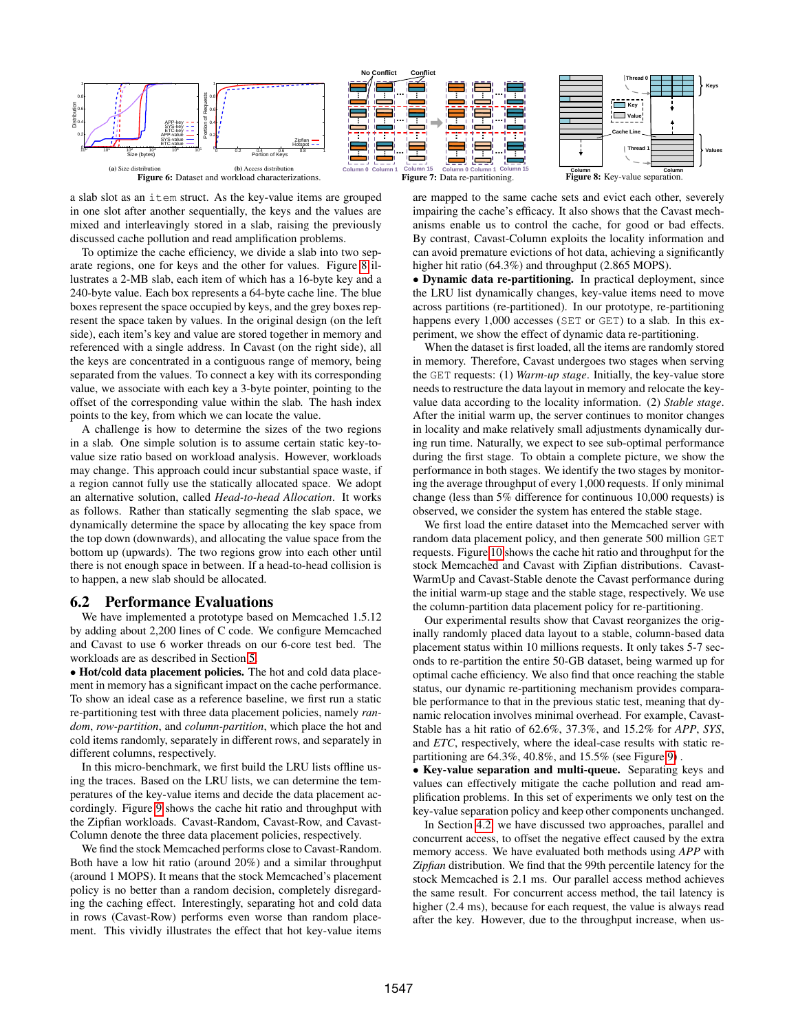Figure 6: Dataset and workload characterizations. (a) Size distribution (b) Access distribution

Figure 7: Data re-partitioning.

Figure 8: Key-value separation.

a slab slot as an `item` struct. As the key-value items are grouped in one slot after another sequentially, the keys and the values are mixed and interleavingly stored in a slab, raising the previously discussed cache pollution and read amplification problems.

To optimize the cache efficiency, we divide a slab into two separate regions, one for keys and the other for values. Figure 8 illustrates a 2-MB slab, each item of which has a 16-byte key and a 240-byte value. Each box represents a 64-byte cache line. The blue boxes represent the space occupied by keys, and the grey boxes represent the space taken by values. In the original design (on the left side), each item's key and value are stored together in memory and referenced with a single address. In Cavast (on the right side), all the keys are concentrated in a contiguous range of memory, being separated from the values. To connect a key with its corresponding value, we associate with each key a 3-byte pointer, pointing to the offset of the corresponding value within the slab. The hash index points to the key, from which we can locate the value.

A challenge is how to determine the sizes of the two regions in a slab. One simple solution is to assume certain static key-to-value size ratio based on workload analysis. However, workloads may change. This approach could incur substantial space waste, if a region cannot fully use the statically allocated space. We adopt an alternative solution, called *Head-to-head Allocation*. It works as follows. Rather than statically segmenting the slab space, we dynamically determine the space by allocating the key space from the top down (downwards), and allocating the value space from the bottom up (upwards). The two regions grow into each other until there is not enough space in between. If a head-to-head collision is to happen, a new slab should be allocated.

## 6.2 Performance Evaluations

We have implemented a prototype based on Memcached 1.5.12 by adding about 2,200 lines of C code. We configure Memcached and Cavast to use 6 worker threads on our 6-core test bed. The workloads are as described in Section 5.

• **Hot/cold data placement policies.** The hot and cold data placement in memory has a significant impact on the cache performance. To show an ideal case as a reference baseline, we first run a static re-partitioning test with three data placement policies, namely *random*, *row-partition*, and *column-partition*, which place the hot and cold items randomly, separately in different rows, and separately in different columns, respectively.

In this micro-benchmark, we first build the LRU lists offline using the traces. Based on the LRU lists, we can determine the temperatures of the key-value items and decide the data placement accordingly. Figure 9 shows the cache hit ratio and throughput with the Zipfian workloads. Cavast-Random, Cavast-Row, and Cavast-Column denote the three data placement policies, respectively.

We find the stock Memcached performs close to Cavast-Random. Both have a low hit ratio (around 20%) and a similar throughput (around 1 MOPS). It means that the stock Memcached's placement policy is no better than a random decision, completely disregarding the caching effect. Interestingly, separating hot and cold data in rows (Cavast-Row) performs even worse than random placement. This vividly illustrates the effect that hot key-value items are mapped to the same cache sets and evict each other, severely impairing the cache's efficacy. It also shows that the Cavast mechanisms enable us to control the cache, for good or bad effects. By contrast, Cavast-Column exploits the locality information and can avoid premature evictions of hot data, achieving a significantly higher hit ratio (64.3%) and throughput (2.865 MOPS).

• **Dynamic data re-partitioning.** In practical deployment, since the LRU list dynamically changes, key-value items need to move across partitions (re-partitioned). In our prototype, re-partitioning happens every 1,000 accesses (`SET` or `GET`) to a slab. In this experiment, we show the effect of dynamic data re-partitioning.

When the dataset is first loaded, all the items are randomly stored in memory. Therefore, Cavast undergoes two stages when serving the `GET` requests: (1) *Warm-up stage*. Initially, the key-value store needs to restructure the data layout in memory and relocate the key-value data according to the locality information. (2) *Stable stage*. After the initial warm up, the server continues to monitor changes in locality and make relatively small adjustments dynamically during run time. Naturally, we expect to see sub-optimal performance during the first stage. To obtain a complete picture, we show the performance in both stages. We identify the two stages by monitoring the average throughput of every 1,000 requests. If only minimal change (less than 5% difference for continuous 10,000 requests) is observed, we consider the system has entered the stable stage.

We first load the entire dataset into the Memcached server with random data placement policy, and then generate 500 million `GET` requests. Figure 10 shows the cache hit ratio and throughput for the stock Memcached and Cavast with Zipfian distributions. Cavast-WarmUp and Cavast-Stable denote the Cavast performance during the initial warm-up stage and the stable stage, respectively. We use the column-partition data placement policy for re-partitioning.

Our experimental results show that Cavast reorganizes the originally randomly placed data layout to a stable, column-based data placement status within 10 millions requests. It only takes 5-7 seconds to re-partition the entire 50-GB dataset, being warmed up for optimal cache efficiency. We also find that once reaching the stable status, our dynamic re-partitioning mechanism provides comparable performance to that in the previous static test, meaning that dynamic relocation involves minimal overhead. For example, Cavast-Stable has a hit ratio of 62.6%, 37.3%, and 15.2% for *APP*, *SYS*, and *ETC*, respectively, where the ideal-case results with static re-partitioning are 64.3%, 40.8%, and 15.5% (see Figure 9) .

• **Key-value separation and multi-queue.** Separating keys and values can effectively mitigate the cache pollution and read amplification problems. In this set of experiments we only test on the key-value separation policy and keep other components unchanged.

In Section 4.2, we have discussed two approaches, parallel and concurrent access, to offset the negative effect caused by the extra memory access. We have evaluated both methods using *APP* with *Zipfian* distribution. We find that the 99th percentile latency for the stock Memcached is 2.1 ms. Our parallel access method achieves the same result. For concurrent access method, the tail latency is higher (2.4 ms), because for each request, the value is always read after the key. However, due to the throughput increase, when us-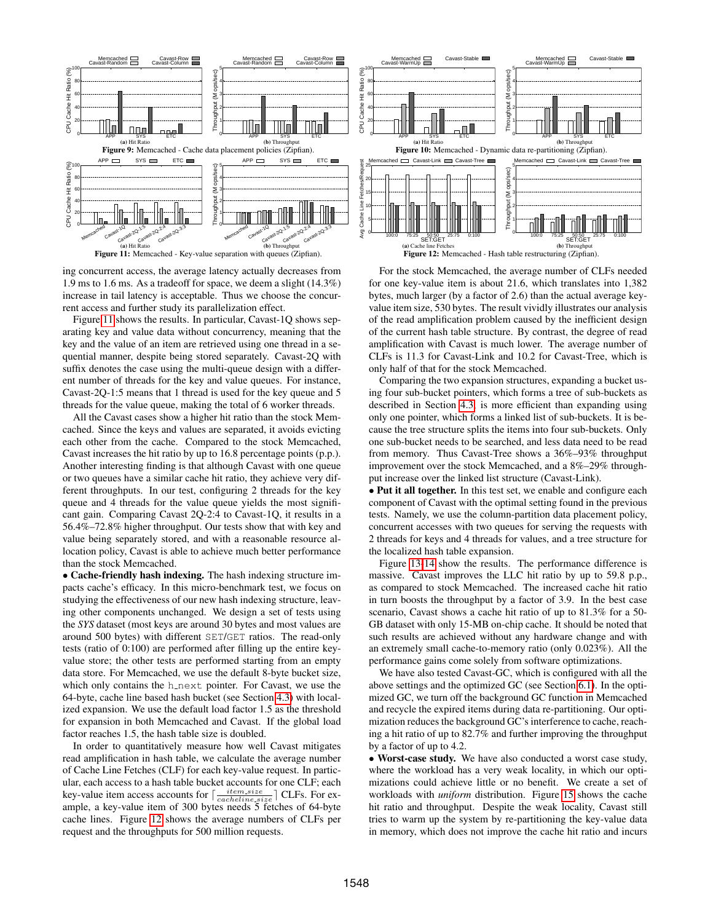**Figure 9:** Memcached - Cache data placement policies (Zipfian).

**Figure 10:** Memcached - Dynamic data re-partitioning (Zipfian).

**Figure 11:** Memcached - Key-value separation with queues (Zipfian).

**Figure 12:** Memcached - Hash table restructuring (Zipfian).

ing concurrent access, the average latency actually decreases from 1.9 ms to 1.6 ms. As a tradeoff for space, we deem a slight (14.3%) increase in tail latency is acceptable. Thus we choose the concurrent access and further study its parallelization effect.

Figure 11 shows the results. In particular, Cavast-1Q shows separating key and value data without concurrency, meaning that the key and the value of an item are retrieved using one thread in a sequential manner, despite being stored separately. Cavast-2Q with suffix denotes the case using the multi-queue design with a different number of threads for the key and value queues. For instance, Cavast-2Q-1:5 means that 1 thread is used for the key queue and 5 threads for the value queue, making the total of 6 worker threads.

All the Cavast cases show a higher hit ratio than the stock Memcached. Since the keys and values are separated, it avoids evicting each other from the cache. Compared to the stock Memcached, Cavast increases the hit ratio by up to 16.8 percentage points (p.p.). Another interesting finding is that although Cavast with one queue or two queues have a similar cache hit ratio, they achieve very different throughputs. In our test, configuring 2 threads for the key queue and 4 threads for the value queue yields the most significant gain. Comparing Cavast 2Q-2:4 to Cavast-1Q, it results in a 56.4%–72.8% higher throughput. Our tests show that with key and value being separately stored, and with a reasonable resource allocation policy, Cavast is able to achieve much better performance than the stock Memcached.

• **Cache-friendly hash indexing.** The hash indexing structure impacts cache's efficacy. In this micro-benchmark test, we focus on studying the effectiveness of our new hash indexing structure, leaving other components unchanged. We design a set of tests using the *SYS* dataset (most keys are around 30 bytes and most values are around 500 bytes) with different SET/GET ratios. The read-only tests (ratio of 0:100) are performed after filling up the entire key-value store; the other tests are performed starting from an empty data store. For Memcached, we use the default 8-byte bucket size, which only contains the h_next pointer. For Cavast, we use the 64-byte, cache line based hash bucket (see Section 4.3) with localized expansion. We use the default load factor 1.5 as the threshold for expansion in both Memcached and Cavast. If the global load factor reaches 1.5, the hash table size is doubled.

In order to quantitatively measure how well Cavast mitigates read amplification in hash table, we calculate the average number of Cache Line Fetches (CLF) for each key-value request. In particular, each access to a hash table bucket accounts for one CLF; each key-value item access accounts for $\lceil \frac{item\_size}{cacheline\_size} \rceil$ CLFs. For example, a key-value item of 300 bytes needs 5 fetches of 64-byte cache lines. Figure 12 shows the average numbers of CLFs per request and the throughputs for 500 million requests.

For the stock Memcached, the average number of CLFs needed for one key-value item is about 21.6, which translates into 1,382 bytes, much larger (by a factor of 2.6) than the actual average key-value item size, 530 bytes. The result vividly illustrates our analysis of the read amplification problem caused by the inefficient design of the current hash table structure. By contrast, the degree of read amplification with Cavast is much lower. The average number of CLFs is 11.3 for Cavast-Link and 10.2 for Cavast-Tree, which is only half of that for the stock Memcached.

Comparing the two expansion structures, expanding a bucket using four sub-bucket pointers, which forms a tree of sub-buckets as described in Section 4.3, is more efficient than expanding using only one pointer, which forms a linked list of sub-buckets. It is because the tree structure splits the items into four sub-buckets. Only one sub-bucket needs to be searched, and less data need to be read from memory. Thus Cavast-Tree shows a 36%–93% throughput improvement over the stock Memcached, and a 8%–29% throughput increase over the linked list structure (Cavast-Link).

• **Put it all together.** In this test set, we enable and configure each component of Cavast with the optimal setting found in the previous tests. Namely, we use the column-partition data placement policy, concurrent accesses with two queues for serving the requests with 2 threads for keys and 4 threads for values, and a tree structure for the localized hash table expansion.

Figure 13-14 show the results. The performance difference is massive. Cavast improves the LLC hit ratio by up to 59.8 p.p., as compared to stock Memcached. The increased cache hit ratio in turn boosts the throughput by a factor of 3.9. In the best case scenario, Cavast shows a cache hit ratio of up to 81.3% for a 50-GB dataset with only 15-MB on-chip cache. It should be noted that such results are achieved without any hardware change and with an extremely small cache-to-memory ratio (only 0.023%). All the performance gains come solely from software optimizations.

We have also tested Cavast-GC, which is configured with all the above settings and the optimized GC (see Section 6.1). In the optimized GC, we turn off the background GC function in Memcached and recycle the expired items during data re-partitioning. Our optimization reduces the background GC's interference to cache, reaching a hit ratio of up to 82.7% and further improving the throughput by a factor of up to 4.2.

• **Worst-case study.** We have also conducted a worst case study, where the workload has a very weak locality, in which our optimizations could achieve little or no benefit. We create a set of workloads with *uniform* distribution. Figure 15 shows the cache hit ratio and throughput. Despite the weak locality, Cavast still tries to warm up the system by re-partitioning the key-value data in memory, which does not improve the cache hit ratio and incurs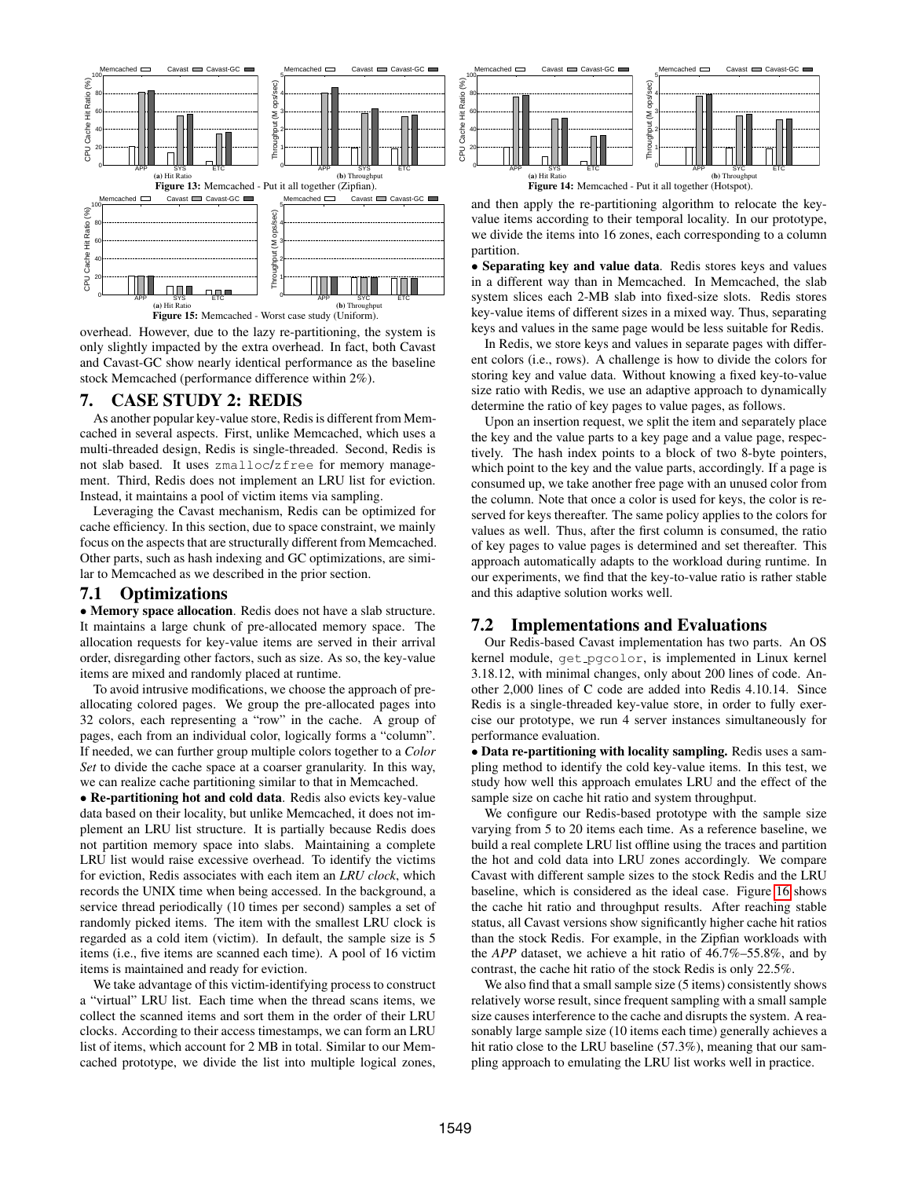Figure 13: Memcached - Put it all together (Zipfian).

Figure 15: Memcached - Worst case study (Uniform).

Figure 14: Memcached - Put it all together (Hotspot).

overhead. However, due to the lazy re-partitioning, the system is only slightly impacted by the extra overhead. In fact, both Cavast and Cavast-GC show nearly identical performance as the baseline stock Memcached (performance difference within 2%).

# 7. CASE STUDY 2: REDIS

As another popular key-value store, Redis is different from Memcached in several aspects. First, unlike Memcached, which uses a multi-threaded design, Redis is single-threaded. Second, Redis is not slab based. It uses `zmalloc`/`zfree` for memory management. Third, Redis does not implement an LRU list for eviction. Instead, it maintains a pool of victim items via sampling.

Leveraging the Cavast mechanism, Redis can be optimized for cache efficiency. In this section, due to space constraint, we mainly focus on the aspects that are structurally different from Memcached. Other parts, such as hash indexing and GC optimizations, are similar to Memcached as we described in the prior section.

## 7.1 Optimizations

• **Memory space allocation**. Redis does not have a slab structure. It maintains a large chunk of pre-allocated memory space. The allocation requests for key-value items are served in their arrival order, disregarding other factors, such as size. As so, the key-value items are mixed and randomly placed at runtime.

To avoid intrusive modifications, we choose the approach of pre-allocating colored pages. We group the pre-allocated pages into 32 colors, each representing a "row" in the cache. A group of pages, each from an individual color, logically forms a "column". If needed, we can further group multiple colors together to a *Color Set* to divide the cache space at a coarser granularity. In this way, we can realize cache partitioning similar to that in Memcached.

• **Re-partitioning hot and cold data**. Redis also evicts key-value data based on their locality, but unlike Memcached, it does not implement an LRU list structure. It is partially because Redis does not partition memory space into slabs. Maintaining a complete LRU list would raise excessive overhead. To identify the victims for eviction, Redis associates with each item an *LRU clock*, which records the UNIX time when being accessed. In the background, a service thread periodically (10 times per second) samples a set of randomly picked items. The item with the smallest LRU clock is regarded as a cold item (victim). In default, the sample size is 5 items (i.e., five items are scanned each time). A pool of 16 victim items is maintained and ready for eviction.

We take advantage of this victim-identifying process to construct a "virtual" LRU list. Each time when the thread scans items, we collect the scanned items and sort them in the order of their LRU clocks. According to their access timestamps, we can form an LRU list of items, which account for 2 MB in total. Similar to our Memcached prototype, we divide the list into multiple logical zones, and then apply the re-partitioning algorithm to relocate the key-value items according to their temporal locality. In our prototype, we divide the items into 16 zones, each corresponding to a column partition.

• **Separating key and value data**. Redis stores keys and values in a different way than in Memcached. In Memcached, the slab system slices each 2-MB slab into fixed-size slots. Redis stores key-value items of different sizes in a mixed way. Thus, separating keys and values in the same page would be less suitable for Redis.

In Redis, we store keys and values in separate pages with different colors (i.e., rows). A challenge is how to divide the colors for storing key and value data. Without knowing a fixed key-to-value size ratio with Redis, we use an adaptive approach to dynamically determine the ratio of key pages to value pages, as follows.

Upon an insertion request, we split the item and separately place the key and the value parts to a key page and a value page, respectively. The hash index points to a block of two 8-byte pointers, which point to the key and the value parts, accordingly. If a page is consumed up, we take another free page with an unused color from the column. Note that once a color is used for keys, the color is reserved for keys thereafter. The same policy applies to the colors for values as well. Thus, after the first column is consumed, the ratio of key pages to value pages is determined and set thereafter. This approach automatically adapts to the workload during runtime. In our experiments, we find that the key-to-value ratio is rather stable and this adaptive solution works well.

## 7.2 Implementations and Evaluations

Our Redis-based Cavast implementation has two parts. An OS kernel module, `get_pgcolor`, is implemented in Linux kernel 3.18.12, with minimal changes, only about 200 lines of code. Another 2,000 lines of C code are added into Redis 4.10.14. Since Redis is a single-threaded key-value store, in order to fully exercise our prototype, we run 4 server instances simultaneously for performance evaluation.

• **Data re-partitioning with locality sampling.** Redis uses a sampling method to identify the cold key-value items. In this test, we study how well this approach emulates LRU and the effect of the sample size on cache hit ratio and system throughput.

We configure our Redis-based prototype with the sample size varying from 5 to 20 items each time. As a reference baseline, we build a real complete LRU list offline using the traces and partition the hot and cold data into LRU zones accordingly. We compare Cavast with different sample sizes to the stock Redis and the LRU baseline, which is considered as the ideal case. Figure 16 shows the cache hit ratio and throughput results. After reaching stable status, all Cavast versions show significantly higher cache hit ratios than the stock Redis. For example, in the Zipfian workloads with the *APP* dataset, we achieve a hit ratio of 46.7%–55.8%, and by contrast, the cache hit ratio of the stock Redis is only 22.5%.

We also find that a small sample size (5 items) consistently shows relatively worse result, since frequent sampling with a small sample size causes interference to the cache and disrupts the system. A reasonably large sample size (10 items each time) generally achieves a hit ratio close to the LRU baseline (57.3%), meaning that our sampling approach to emulating the LRU list works well in practice.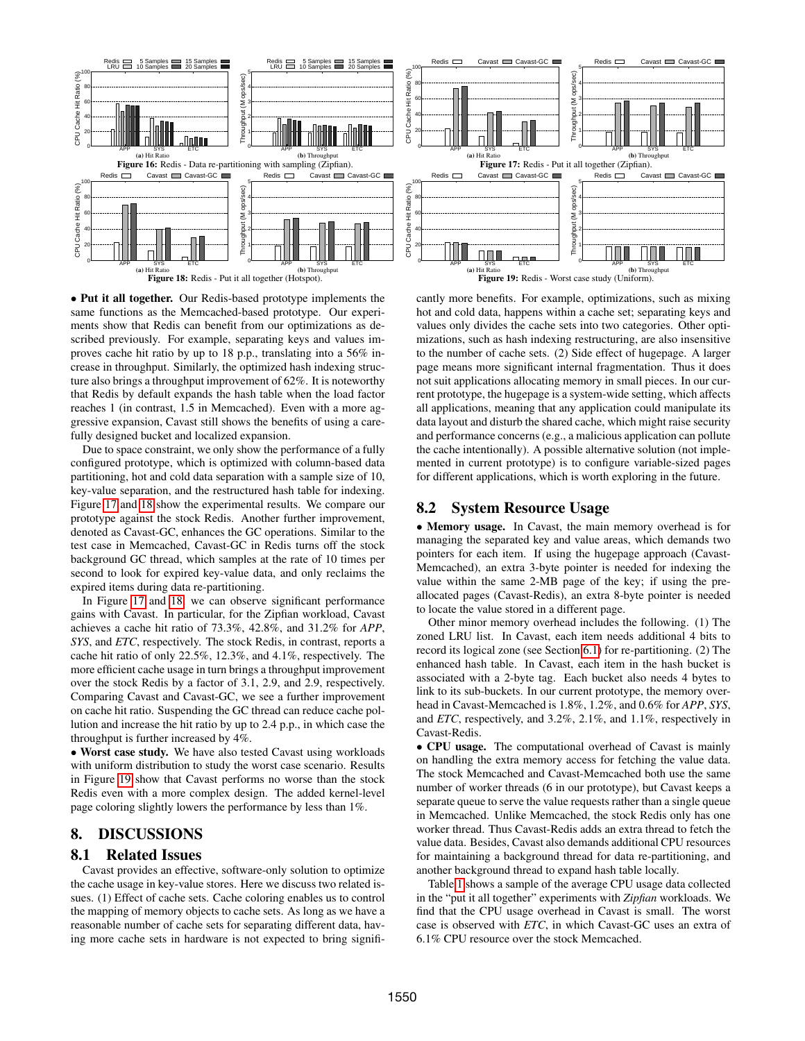Figure 16: Redis - Data re-partitioning with sampling (Zipfian).

Figure 17: Redis - Put it all together (Zipfian).

Figure 18: Redis - Put it all together (Hotspot).

Figure 19: Redis - Worst case study (Uniform).

• **Put it all together.** Our Redis-based prototype implements the same functions as the Memcached-based prototype. Our experiments show that Redis can benefit from our optimizations as described previously. For example, separating keys and values improves cache hit ratio by up to 18 p.p., translating into a 56% increase in throughput. Similarly, the optimized hash indexing structure also brings a throughput improvement of 62%. It is noteworthy that Redis by default expands the hash table when the load factor reaches 1 (in contrast, 1.5 in Memcached). Even with a more aggressive expansion, Cavast still shows the benefits of using a carefully designed bucket and localized expansion.

Due to space constraint, we only show the performance of a fully configured prototype, which is optimized with column-based data partitioning, hot and cold data separation with a sample size of 10, key-value separation, and the restructured hash table for indexing. Figure 17 and 18 show the experimental results. We compare our prototype against the stock Redis. Another further improvement, denoted as Cavast-GC, enhances the GC operations. Similar to the test case in Memcached, Cavast-GC in Redis turns off the stock background GC thread, which samples at the rate of 10 times per second to look for expired key-value data, and only reclaims the expired items during data re-partitioning.

In Figure 17 and 18, we can observe significant performance gains with Cavast. In particular, for the Zipfian workload, Cavast achieves a cache hit ratio of 73.3%, 42.8%, and 31.2% for *APP*, *SYS*, and *ETC*, respectively. The stock Redis, in contrast, reports a cache hit ratio of only 22.5%, 12.3%, and 4.1%, respectively. The more efficient cache usage in turn brings a throughput improvement over the stock Redis by a factor of 3.1, 2.9, and 2.9, respectively. Comparing Cavast and Cavast-GC, we see a further improvement on cache hit ratio. Suspending the GC thread can reduce cache pollution and increase the hit ratio by up to 2.4 p.p., in which case the throughput is further increased by 4%.

• **Worst case study.** We have also tested Cavast using workloads with uniform distribution to study the worst case scenario. Results in Figure 19 show that Cavast performs no worse than the stock Redis even with a more complex design. The added kernel-level page coloring slightly lowers the performance by less than 1%.

# 8. DISCUSSIONS

## 8.1 Related Issues

Cavast provides an effective, software-only solution to optimize the cache usage in key-value stores. Here we discuss two related issues. (1) Effect of cache sets. Cache coloring enables us to control the mapping of memory objects to cache sets. As long as we have a reasonable number of cache sets for separating different data, having more cache sets in hardware is not expected to bring significantly more benefits. For example, optimizations, such as mixing hot and cold data, happens within a cache set; separating keys and values only divides the cache sets into two categories. Other optimizations, such as hash indexing restructuring, are also insensitive to the number of cache sets. (2) Side effect of hugepage. A larger page means more significant internal fragmentation. Thus it does not suit applications allocating memory in small pieces. In our current prototype, the hugepage is a system-wide setting, which affects all applications, meaning that any application could manipulate its data layout and disturb the shared cache, which might raise security and performance concerns (e.g., a malicious application can pollute the cache intentionally). A possible alternative solution (not implemented in current prototype) is to configure variable-sized pages for different applications, which is worth exploring in the future.

## 8.2 System Resource Usage

• **Memory usage.** In Cavast, the main memory overhead is for managing the separated key and value areas, which demands two pointers for each item. If using the hugepage approach (Cavast-Memcached), an extra 3-byte pointer is needed for indexing the value within the same 2-MB page of the key; if using the pre-allocated pages (Cavast-Redis), an extra 8-byte pointer is needed to locate the value stored in a different page.

Other minor memory overhead includes the following. (1) The zoned LRU list. In Cavast, each item needs additional 4 bits to record its logical zone (see Section 6.1) for re-partitioning. (2) The enhanced hash table. In Cavast, each item in the hash bucket is associated with a 2-byte tag. Each bucket also needs 4 bytes to link to its sub-buckets. In our current prototype, the memory overhead in Cavast-Memcached is 1.8%, 1.2%, and 0.6% for *APP*, *SYS*, and *ETC*, respectively, and 3.2%, 2.1%, and 1.1%, respectively in Cavast-Redis.

• **CPU usage.** The computational overhead of Cavast is mainly on handling the extra memory access for fetching the value data. The stock Memcached and Cavast-Memcached both use the same number of worker threads (6 in our prototype), but Cavast keeps a separate queue to serve the value requests rather than a single queue in Memcached. Unlike Memcached, the stock Redis only has one worker thread. Thus Cavast-Redis adds an extra thread to fetch the value data. Besides, Cavast also demands additional CPU resources for maintaining a background thread for data re-partitioning, and another background thread to expand hash table locally.

Table 1 shows a sample of the average CPU usage data collected in the "put it all together" experiments with *Zipfian* workloads. We find that the CPU usage overhead in Cavast is small. The worst case is observed with *ETC*, in which Cavast-GC uses an extra of 6.1% CPU resource over the stock Memcached.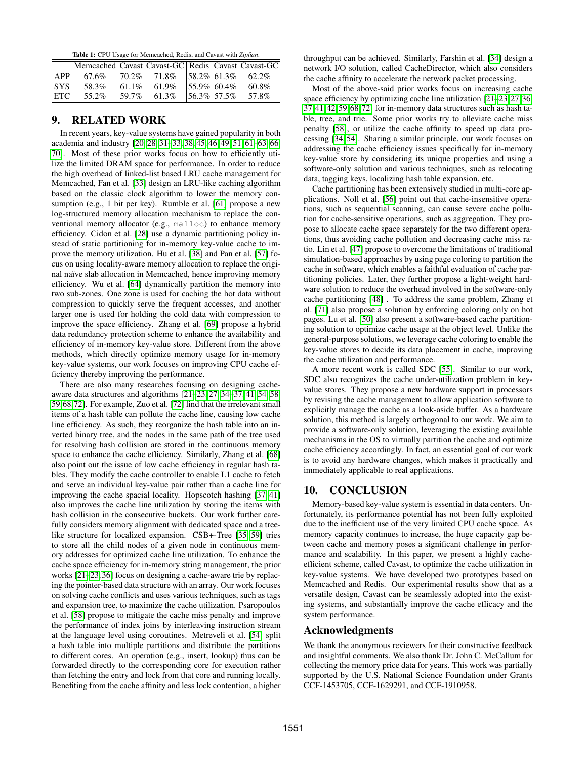**Table 1:** CPU Usage for Memcached, Redis, and Cavast with *Zipfian*.

| | Memcached | Cavast | Cavast-GC | Redis | Cavast | Cavast-GC |
|---|---|---|---|---|---|---|
| APP | 67.6% | 70.2% | 71.8% | 58.2% | 61.3% | 62.2% |
| SYS | 58.3% | 61.1% | 61.9% | 55.9% | 60.4% | 60.8% |
| ETC | 55.2% | 59.7% | 61.3% | 56.3% | 57.5% | 57.8% |

## 9. RELATED WORK

In recent years, key-value systems have gained popularity in both academia and industry [20, 28, 31–33, 38, 45, 46, 49, 51, 61–63, 66, 70]. Most of these prior works focus on how to efficiently utilize the limited DRAM space for performance. In order to reduce the high overhead of linked-list based LRU cache management for Memcached, Fan et al. [33] design an LRU-like caching algorithm based on the classic clock algorithm to lower the memory consumption (e.g., 1 bit per key). Rumble et al. [61] propose a new log-structured memory allocation mechanism to replace the conventional memory allocator (e.g., `malloc`) to enhance memory efficiency. Cidon et al. [28] use a dynamic partitioning policy instead of static partitioning for in-memory key-value cache to improve the memory utilization. Hu et al. [38] and Pan et al. [57] focus on using locality-aware memory allocation to replace the original naïve slab allocation in Memcached, hence improving memory efficiency. Wu et al. [64] dynamically partition the memory into two sub-zones. One zone is used for caching the hot data without compression to quickly serve the frequent accesses, and another larger one is used for holding the cold data with compression to improve the space efficiency. Zhang et al. [69] propose a hybrid data redundancy protection scheme to enhance the availability and efficiency of in-memory key-value store. Different from the above methods, which directly optimize memory usage for in-memory key-value systems, our work focuses on improving CPU cache efficiency thereby improving the performance.

There are also many researches focusing on designing cache-aware data structures and algorithms [21–23, 27, 34–37, 41, 54, 58, 59, 68, 72]. For example, Zuo et al. [72] find that the irrelevant small items of a hash table can pollute the cache line, causing low cache line efficiency. As such, they reorganize the hash table into an inverted binary tree, and the nodes in the same path of the tree used for resolving hash collision are stored in the continuous memory space to enhance the cache efficiency. Similarly, Zhang et al. [68] also point out the issue of low cache efficiency in regular hash tables. They modify the cache controller to enable L1 cache to fetch and serve an individual key-value pair rather than a cache line for improving the cache spacial locality. Hopscotch hashing [37, 41] also improves the cache line utilization by storing the items with hash collision in the consecutive buckets. Our work further carefully considers memory alignment with dedicated space and a tree-like structure for localized expansion. CSB+-Tree [35, 59] tries to store all the child nodes of a given node in continuous memory addresses for optimized cache line utilization. To enhance the cache space efficiency for in-memory string management, the prior works [21–23, 36] focus on designing a cache-aware trie by replacing the pointer-based data structure with an array. Our work focuses on solving cache conflicts and uses various techniques, such as tags and expansion tree, to maximize the cache utilization. Psaropoulos et al. [58] propose to mitigate the cache miss penalty and improve the performance of index joins by interleaving instruction stream at the language level using coroutines. Metreveli et al. [54] split a hash table into multiple partitions and distribute the partitions to different cores. An operation (e.g., insert, lookup) thus can be forwarded directly to the corresponding core for execution rather than fetching the entry and lock from that core and running locally. Benefiting from the cache affinity and less lock contention, a higher throughput can be achieved. Similarly, Farshin et al. [34] design a network I/O solution, called CacheDirector, which also considers the cache affinity to accelerate the network packet processing.

Most of the above-said prior works focus on increasing cache space efficiency by optimizing cache line utilization [21–23, 27, 36, 37, 41, 42, 59, 68, 72] for in-memory data structures such as hash table, tree, and trie. Some prior works try to alleviate cache miss penalty [58], or utilize the cache affinity to speed up data processing [34, 54]. Sharing a similar principle, our work focuses on addressing the cache efficiency issues specifically for in-memory key-value store by considering its unique properties and using a software-only solution and various techniques, such as relocating data, tagging keys, localizing hash table expansion, etc.

Cache partitioning has been extensively studied in multi-core applications. Noll et al. [56] point out that cache-insensitive operations, such as sequential scanning, can cause severe cache pollution for cache-sensitive operations, such as aggregation. They propose to allocate cache space separately for the two different operations, thus avoiding cache pollution and decreasing cache miss ratio. Lin et al. [47] propose to overcome the limitations of traditional simulation-based approaches by using page coloring to partition the cache in software, which enables a faithful evaluation of cache partitioning policies. Later, they further propose a light-weight hardware solution to reduce the overhead involved in the software-only cache partitioning [48] . To address the same problem, Zhang et al. [71] also propose a solution by enforcing coloring only on hot pages. Lu et al. [50] also present a software-based cache partitioning solution to optimize cache usage at the object level. Unlike the general-purpose solutions, we leverage cache coloring to enable the key-value stores to decide its data placement in cache, improving the cache utilization and performance.

A more recent work is called SDC [55]. Similar to our work, SDC also recognizes the cache under-utilization problem in key-value stores. They propose a new hardware support in processors by revising the cache management to allow application software to explicitly manage the cache as a look-aside buffer. As a hardware solution, this method is largely orthogonal to our work. We aim to provide a software-only solution, leveraging the existing available mechanisms in the OS to virtually partition the cache and optimize cache efficiency accordingly. In fact, an essential goal of our work is to avoid any hardware changes, which makes it practically and immediately applicable to real applications.

## 10. CONCLUSION

Memory-based key-value system is essential in data centers. Unfortunately, its performance potential has not been fully exploited due to the inefficient use of the very limited CPU cache space. As memory capacity continues to increase, the huge capacity gap between cache and memory poses a significant challenge in performance and scalability. In this paper, we present a highly cache-efficient scheme, called Cavast, to optimize the cache utilization in key-value systems. We have developed two prototypes based on Memcached and Redis. Our experimental results show that as a versatile design, Cavast can be seamlessly adopted into the existing systems, and substantially improve the cache efficacy and the system performance.

## Acknowledgments

We thank the anonymous reviewers for their constructive feedback and insightful comments. We also thank Dr. John C. McCallum for collecting the memory price data for years. This work was partially supported by the U.S. National Science Foundation under Grants CCF-1453705, CCF-1629291, and CCF-1910958.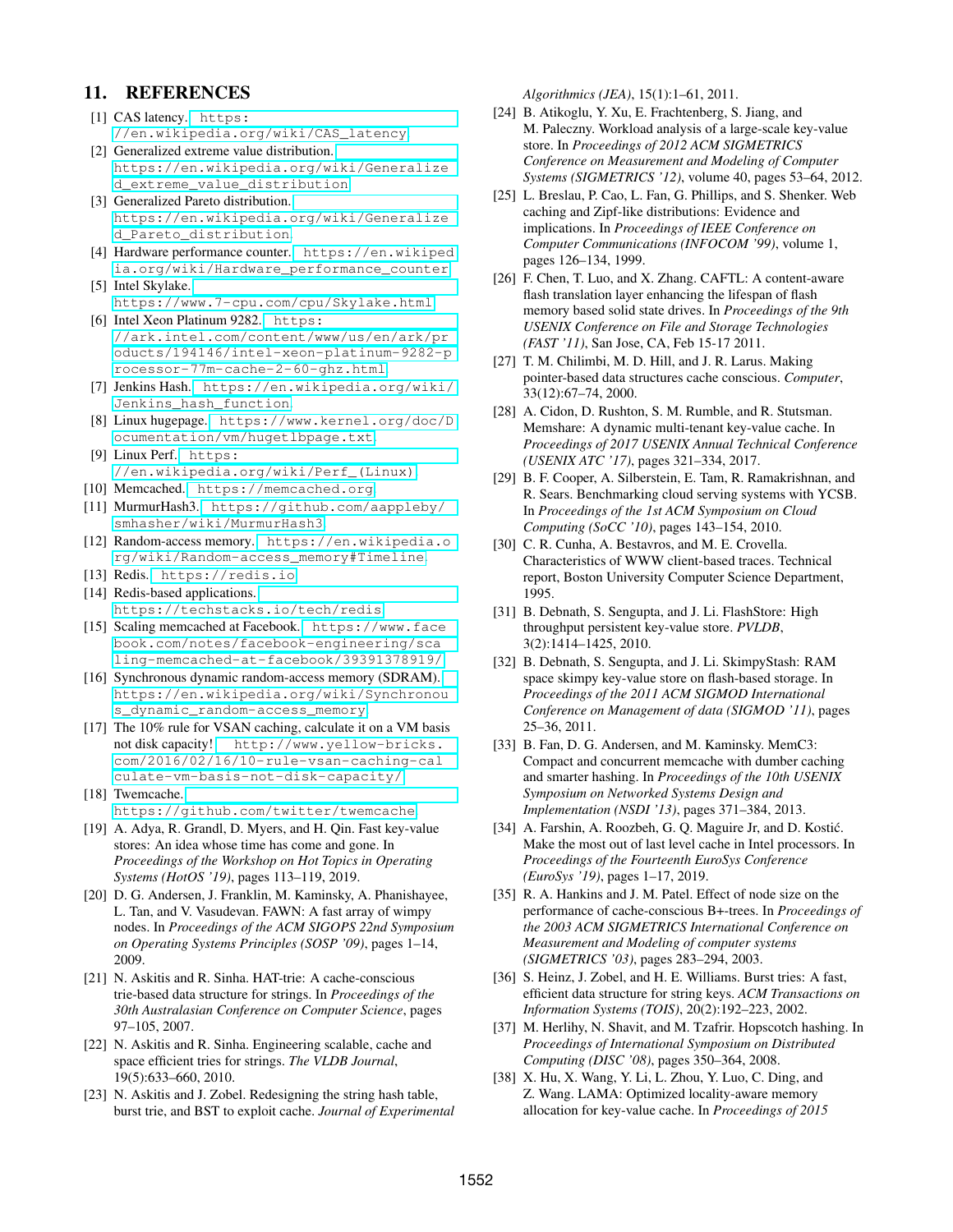## 11. REFERENCES

[1] CAS latency. https://en.wikipedia.org/wiki/CAS_latency

[2] Generalized extreme value distribution. https://en.wikipedia.org/wiki/Generalized_extreme_value_distribution

[3] Generalized Pareto distribution. https://en.wikipedia.org/wiki/Generalized_Pareto_distribution

[4] Hardware performance counter. https://en.wikipedia.org/wiki/Hardware_performance_counter

[5] Intel Skylake. https://www.7-cpu.com/cpu/Skylake.html

[6] Intel Xeon Platinum 9282. https://ark.intel.com/content/www/us/en/ark/products/194146/intel-xeon-platinum-9282-processor-77m-cache-2-60-ghz.html

[7] Jenkins Hash. https://en.wikipedia.org/wiki/Jenkins_hash_function

[8] Linux hugepage. https://www.kernel.org/doc/Documentation/vm/hugetlbpage.txt

[9] Linux Perf. https://en.wikipedia.org/wiki/Perf_(Linux)

[10] Memcached. https://memcached.org

[11] MurmurHash3. https://github.com/aappleby/smhasher/wiki/MurmurHash3

[12] Random-access memory. https://en.wikipedia.org/wiki/Random-access_memory#Timeline

[13] Redis. https://redis.io

[14] Redis-based applications. https://techstacks.io/tech/redis

[15] Scaling memcached at Facebook. https://www.facebook.com/notes/facebook-engineering/scaling-memcached-at-facebook/39391378919/

[16] Synchronous dynamic random-access memory (SDRAM). https://en.wikipedia.org/wiki/Synchronous_dynamic_random-access_memory

[17] The 10% rule for VSAN caching, calculate it on a VM basis not disk capacity! http://www.yellow-bricks.com/2016/02/16/10-rule-vsan-caching-calculate-vm-basis-not-disk-capacity/

[18] Twemcache. https://github.com/twitter/twemcache

[19] A. Adya, R. Grandl, D. Myers, and H. Qin. Fast key-value stores: An idea whose time has come and gone. In *Proceedings of the Workshop on Hot Topics in Operating Systems (HotOS '19)*, pages 113–119, 2019.

[20] D. G. Andersen, J. Franklin, M. Kaminsky, A. Phanishayee, L. Tan, and V. Vasudevan. FAWN: A fast array of wimpy nodes. In *Proceedings of the ACM SIGOPS 22nd Symposium on Operating Systems Principles (SOSP '09)*, pages 1–14, 2009.

[21] N. Askitis and R. Sinha. HAT-trie: A cache-conscious trie-based data structure for strings. In *Proceedings of the 30th Australasian Conference on Computer Science*, pages 97–105, 2007.

[22] N. Askitis and R. Sinha. Engineering scalable, cache and space efficient tries for strings. *The VLDB Journal*, 19(5):633–660, 2010.

[23] N. Askitis and J. Zobel. Redesigning the string hash table, burst trie, and BST to exploit cache. *Journal of Experimental Algorithmics (JEA)*, 15(1):1–61, 2011.

[24] B. Atikoglu, Y. Xu, E. Frachtenberg, S. Jiang, and M. Paleczny. Workload analysis of a large-scale key-value store. In *Proceedings of 2012 ACM SIGMETRICS Conference on Measurement and Modeling of Computer Systems (SIGMETRICS '12)*, volume 40, pages 53–64, 2012.

[25] L. Breslau, P. Cao, L. Fan, G. Phillips, and S. Shenker. Web caching and Zipf-like distributions: Evidence and implications. In *Proceedings of IEEE Conference on Computer Communications (INFOCOM '99)*, volume 1, pages 126–134, 1999.

[26] F. Chen, T. Luo, and X. Zhang. CAFTL: A content-aware flash translation layer enhancing the lifespan of flash memory based solid state drives. In *Proceedings of the 9th USENIX Conference on File and Storage Technologies (FAST '11)*, San Jose, CA, Feb 15-17 2011.

[27] T. M. Chilimbi, M. D. Hill, and J. R. Larus. Making pointer-based data structures cache conscious. *Computer*, 33(12):67–74, 2000.

[28] A. Cidon, D. Rushton, S. M. Rumble, and R. Stutsman. Memshare: A dynamic multi-tenant key-value cache. In *Proceedings of 2017 USENIX Annual Technical Conference (USENIX ATC '17)*, pages 321–334, 2017.

[29] B. F. Cooper, A. Silberstein, E. Tam, R. Ramakrishnan, and R. Sears. Benchmarking cloud serving systems with YCSB. In *Proceedings of the 1st ACM Symposium on Cloud Computing (SoCC '10)*, pages 143–154, 2010.

[30] C. R. Cunha, A. Bestavros, and M. E. Crovella. Characteristics of WWW client-based traces. Technical report, Boston University Computer Science Department, 1995.

[31] B. Debnath, S. Sengupta, and J. Li. FlashStore: High throughput persistent key-value store. *PVLDB*, 3(2):1414–1425, 2010.

[32] B. Debnath, S. Sengupta, and J. Li. SkimpyStash: RAM space skimpy key-value store on flash-based storage. In *Proceedings of the 2011 ACM SIGMOD International Conference on Management of data (SIGMOD '11)*, pages 25–36, 2011.

[33] B. Fan, D. G. Andersen, and M. Kaminsky. MemC3: Compact and concurrent memcache with dumber caching and smarter hashing. In *Proceedings of the 10th USENIX Symposium on Networked Systems Design and Implementation (NSDI '13)*, pages 371–384, 2013.

[34] A. Farshin, A. Roozbeh, G. Q. Maguire Jr, and D. Kostić. Make the most out of last level cache in Intel processors. In *Proceedings of the Fourteenth EuroSys Conference (EuroSys '19)*, pages 1–17, 2019.

[35] R. A. Hankins and J. M. Patel. Effect of node size on the performance of cache-conscious B+-trees. In *Proceedings of the 2003 ACM SIGMETRICS International Conference on Measurement and Modeling of computer systems (SIGMETRICS '03)*, pages 283–294, 2003.

[36] S. Heinz, J. Zobel, and H. E. Williams. Burst tries: A fast, efficient data structure for string keys. *ACM Transactions on Information Systems (TOIS)*, 20(2):192–223, 2002.

[37] M. Herlihy, N. Shavit, and M. Tzafrir. Hopscotch hashing. In *Proceedings of International Symposium on Distributed Computing (DISC '08)*, pages 350–364, 2008.

[38] X. Hu, X. Wang, Y. Li, L. Zhou, Y. Luo, C. Ding, and Z. Wang. LAMA: Optimized locality-aware memory allocation for key-value cache. In *Proceedings of 2015*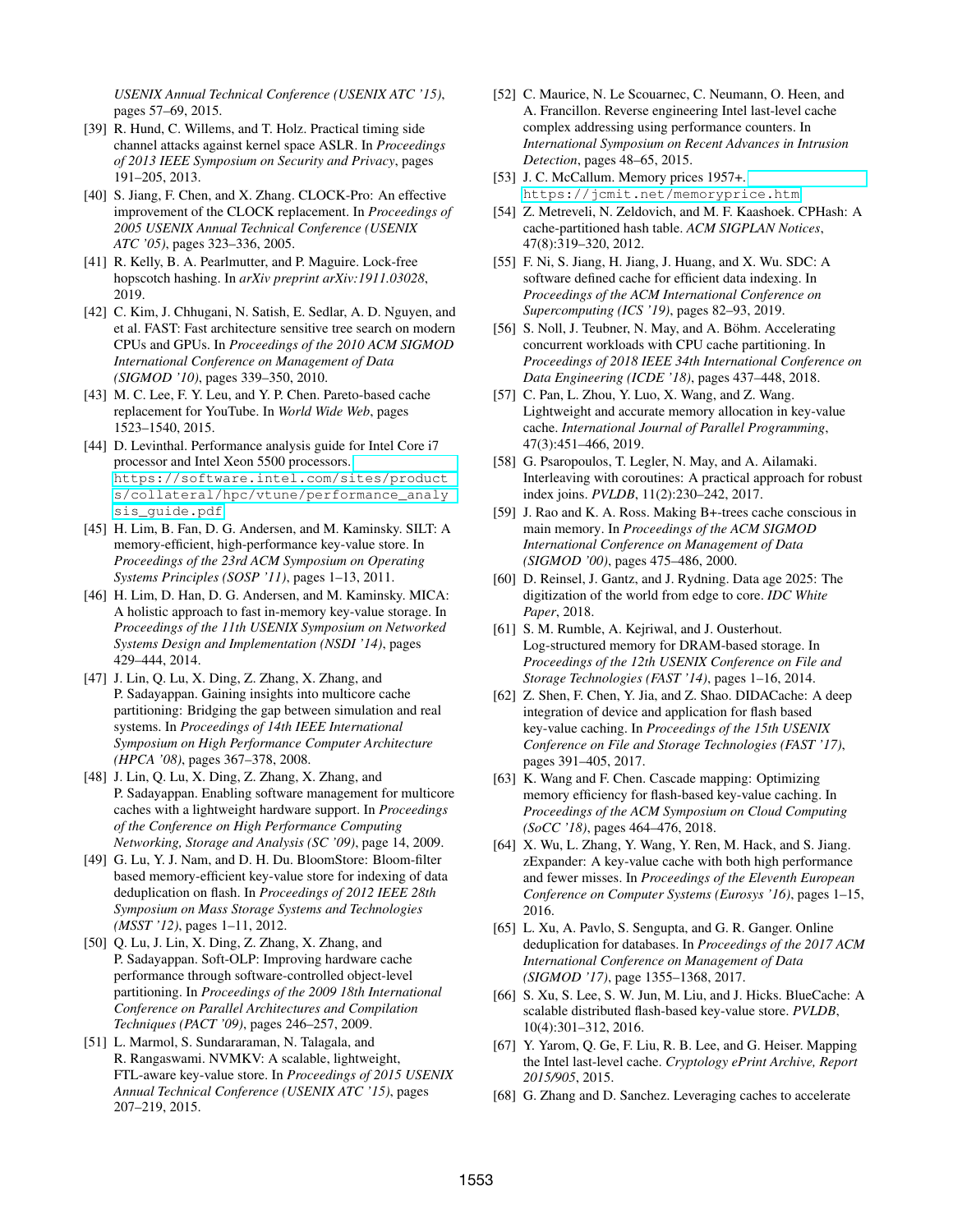*USENIX Annual Technical Conference (USENIX ATC '15)*, pages 57–69, 2015.

[39] R. Hund, C. Willems, and T. Holz. Practical timing side channel attacks against kernel space ASLR. In *Proceedings of 2013 IEEE Symposium on Security and Privacy*, pages 191–205, 2013.

[40] S. Jiang, F. Chen, and X. Zhang. CLOCK-Pro: An effective improvement of the CLOCK replacement. In *Proceedings of 2005 USENIX Annual Technical Conference (USENIX ATC '05)*, pages 323–336, 2005.

[41] R. Kelly, B. A. Pearlmutter, and P. Maguire. Lock-free hopscotch hashing. In *arXiv preprint arXiv:1911.03028*, 2019.

[42] C. Kim, J. Chhugani, N. Satish, E. Sedlar, A. D. Nguyen, and et al. FAST: Fast architecture sensitive tree search on modern CPUs and GPUs. In *Proceedings of the 2010 ACM SIGMOD International Conference on Management of Data (SIGMOD '10)*, pages 339–350, 2010.

[43] M. C. Lee, F. Y. Leu, and Y. P. Chen. Pareto-based cache replacement for YouTube. In *World Wide Web*, pages 1523–1540, 2015.

[44] D. Levinthal. Performance analysis guide for Intel Core i7 processor and Intel Xeon 5500 processors. https://software.intel.com/sites/products/collateral/hpc/vtune/performance_analysis_guide.pdf.

[45] H. Lim, B. Fan, D. G. Andersen, and M. Kaminsky. SILT: A memory-efficient, high-performance key-value store. In *Proceedings of the 23rd ACM Symposium on Operating Systems Principles (SOSP '11)*, pages 1–13, 2011.

[46] H. Lim, D. Han, D. G. Andersen, and M. Kaminsky. MICA: A holistic approach to fast in-memory key-value storage. In *Proceedings of the 11th USENIX Symposium on Networked Systems Design and Implementation (NSDI '14)*, pages 429–444, 2014.

[47] J. Lin, Q. Lu, X. Ding, Z. Zhang, X. Zhang, and P. Sadayappan. Gaining insights into multicore cache partitioning: Bridging the gap between simulation and real systems. In *Proceedings of 14th IEEE International Symposium on High Performance Computer Architecture (HPCA '08)*, pages 367–378, 2008.

[48] J. Lin, Q. Lu, X. Ding, Z. Zhang, X. Zhang, and P. Sadayappan. Enabling software management for multicore caches with a lightweight hardware support. In *Proceedings of the Conference on High Performance Computing Networking, Storage and Analysis (SC '09)*, page 14, 2009.

[49] G. Lu, Y. J. Nam, and D. H. Du. BloomStore: Bloom-filter based memory-efficient key-value store for indexing of data deduplication on flash. In *Proceedings of 2012 IEEE 28th Symposium on Mass Storage Systems and Technologies (MSST '12)*, pages 1–11, 2012.

[50] Q. Lu, J. Lin, X. Ding, Z. Zhang, X. Zhang, and P. Sadayappan. Soft-OLP: Improving hardware cache performance through software-controlled object-level partitioning. In *Proceedings of the 2009 18th International Conference on Parallel Architectures and Compilation Techniques (PACT '09)*, pages 246–257, 2009.

[51] L. Marmol, S. Sundararaman, N. Talagala, and R. Rangaswami. NVMKV: A scalable, lightweight, FTL-aware key-value store. In *Proceedings of 2015 USENIX Annual Technical Conference (USENIX ATC '15)*, pages 207–219, 2015.

[52] C. Maurice, N. Le Scouarnec, C. Neumann, O. Heen, and A. Francillon. Reverse engineering Intel last-level cache complex addressing using performance counters. In *International Symposium on Recent Advances in Intrusion Detection*, pages 48–65, 2015.

[53] J. C. McCallum. Memory prices 1957+. https://jcmit.net/memoryprice.htm.

[54] Z. Metreveli, N. Zeldovich, and M. F. Kaashoek. CPHash: A cache-partitioned hash table. *ACM SIGPLAN Notices*, 47(8):319–320, 2012.

[55] F. Ni, S. Jiang, H. Jiang, J. Huang, and X. Wu. SDC: A software defined cache for efficient data indexing. In *Proceedings of the ACM International Conference on Supercomputing (ICS '19)*, pages 82–93, 2019.

[56] S. Noll, J. Teubner, N. May, and A. Böhm. Accelerating concurrent workloads with CPU cache partitioning. In *Proceedings of 2018 IEEE 34th International Conference on Data Engineering (ICDE '18)*, pages 437–448, 2018.

[57] C. Pan, L. Zhou, Y. Luo, X. Wang, and Z. Wang. Lightweight and accurate memory allocation in key-value cache. *International Journal of Parallel Programming*, 47(3):451–466, 2019.

[58] G. Psaropoulos, T. Legler, N. May, and A. Ailamaki. Interleaving with coroutines: A practical approach for robust index joins. *PVLDB*, 11(2):230–242, 2017.

[59] J. Rao and K. A. Ross. Making B+-trees cache conscious in main memory. In *Proceedings of the ACM SIGMOD International Conference on Management of Data (SIGMOD '00)*, pages 475–486, 2000.

[60] D. Reinsel, J. Gantz, and J. Rydning. Data age 2025: The digitization of the world from edge to core. *IDC White Paper*, 2018.

[61] S. M. Rumble, A. Kejriwal, and J. Ousterhout. Log-structured memory for DRAM-based storage. In *Proceedings of the 12th USENIX Conference on File and Storage Technologies (FAST '14)*, pages 1–16, 2014.

[62] Z. Shen, F. Chen, Y. Jia, and Z. Shao. DIDACache: A deep integration of device and application for flash based key-value caching. In *Proceedings of the 15th USENIX Conference on File and Storage Technologies (FAST '17)*, pages 391–405, 2017.

[63] K. Wang and F. Chen. Cascade mapping: Optimizing memory efficiency for flash-based key-value caching. In *Proceedings of the ACM Symposium on Cloud Computing (SoCC '18)*, pages 464–476, 2018.

[64] X. Wu, L. Zhang, Y. Wang, Y. Ren, M. Hack, and S. Jiang. zExpander: A key-value cache with both high performance and fewer misses. In *Proceedings of the Eleventh European Conference on Computer Systems (Eurosys '16)*, pages 1–15, 2016.

[65] L. Xu, A. Pavlo, S. Sengupta, and G. R. Ganger. Online deduplication for databases. In *Proceedings of the 2017 ACM International Conference on Management of Data (SIGMOD '17)*, page 1355–1368, 2017.

[66] S. Xu, S. Lee, S. W. Jun, M. Liu, and J. Hicks. BlueCache: A scalable distributed flash-based key-value store. *PVLDB*, 10(4):301–312, 2016.

[67] Y. Yarom, Q. Ge, F. Liu, R. B. Lee, and G. Heiser. Mapping the Intel last-level cache. *Cryptology ePrint Archive, Report 2015/905*, 2015.

[68] G. Zhang and D. Sanchez. Leveraging caches to accelerate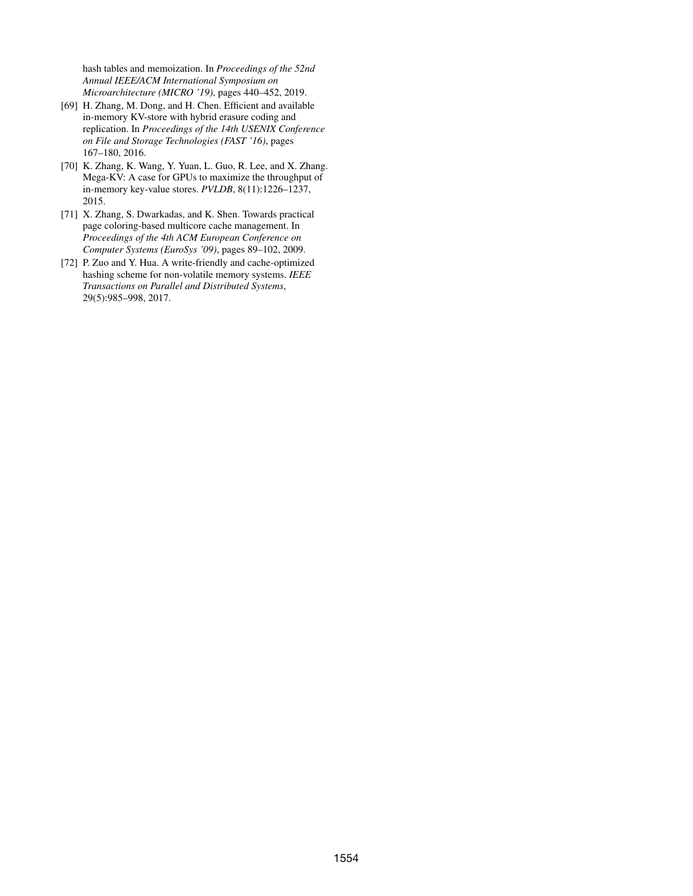hash tables and memoization. In *Proceedings of the 52nd Annual IEEE/ACM International Symposium on Microarchitecture (MICRO '19)*, pages 440–452, 2019.

[69] H. Zhang, M. Dong, and H. Chen. Efficient and available in-memory KV-store with hybrid erasure coding and replication. In *Proceedings of the 14th USENIX Conference on File and Storage Technologies (FAST '16)*, pages 167–180, 2016.

[70] K. Zhang, K. Wang, Y. Yuan, L. Guo, R. Lee, and X. Zhang. Mega-KV: A case for GPUs to maximize the throughput of in-memory key-value stores. *PVLDB*, 8(11):1226–1237, 2015.

[71] X. Zhang, S. Dwarkadas, and K. Shen. Towards practical page coloring-based multicore cache management. In *Proceedings of the 4th ACM European Conference on Computer Systems (EuroSys '09)*, pages 89–102, 2009.

[72] P. Zuo and Y. Hua. A write-friendly and cache-optimized hashing scheme for non-volatile memory systems. *IEEE Transactions on Parallel and Distributed Systems*, 29(5):985–998, 2017.